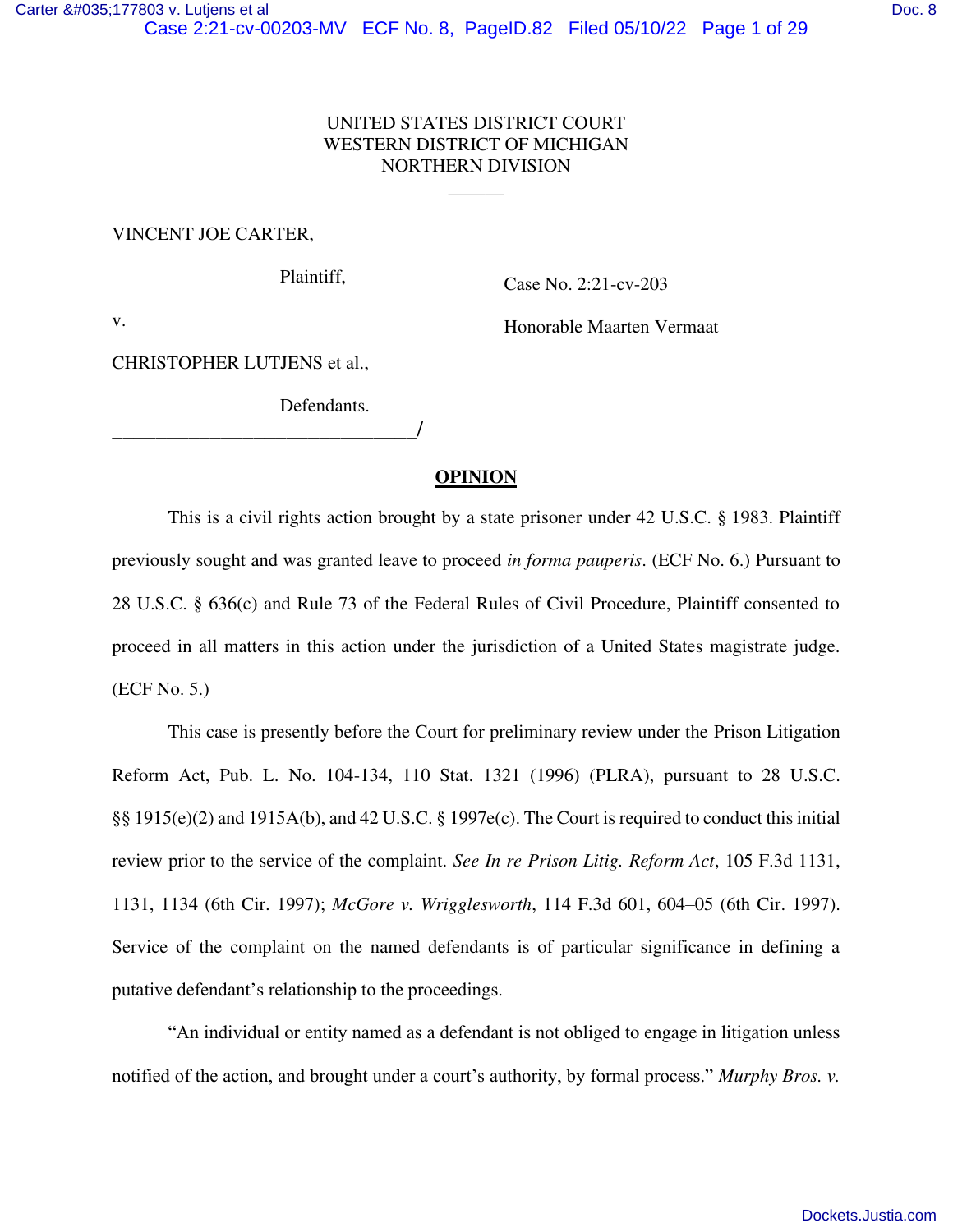UNITED STATES DISTRICT COURT
WESTERN DISTRICT OF MICHIGAN
NORTHERN DIVISION

______

VINCENT JOE CARTER,

Plaintiff,

v.

CHRISTOPHER LUTJENS et al.,

Defendants.

______________________________/

Case No. 2:21-cv-203

Honorable Maarten Vermaat

**OPINION**

This is a civil rights action brought by a state prisoner under 42 U.S.C. § 1983. Plaintiff previously sought and was granted leave to proceed *in forma pauperis*. (ECF No. 6.) Pursuant to 28 U.S.C. § 636(c) and Rule 73 of the Federal Rules of Civil Procedure, Plaintiff consented to proceed in all matters in this action under the jurisdiction of a United States magistrate judge. (ECF No. 5.)

This case is presently before the Court for preliminary review under the Prison Litigation Reform Act, Pub. L. No. 104-134, 110 Stat. 1321 (1996) (PLRA), pursuant to 28 U.S.C. §§ 1915(e)(2) and 1915A(b), and 42 U.S.C. § 1997e(c). The Court is required to conduct this initial review prior to the service of the complaint. *See In re Prison Litig. Reform Act*, 105 F.3d 1131, 1131, 1134 (6th Cir. 1997); *McGore v. Wrigglesworth*, 114 F.3d 601, 604–05 (6th Cir. 1997). Service of the complaint on the named defendants is of particular significance in defining a putative defendant's relationship to the proceedings.

"An individual or entity named as a defendant is not obliged to engage in litigation unless notified of the action, and brought under a court's authority, by formal process." *Murphy Bros. v.*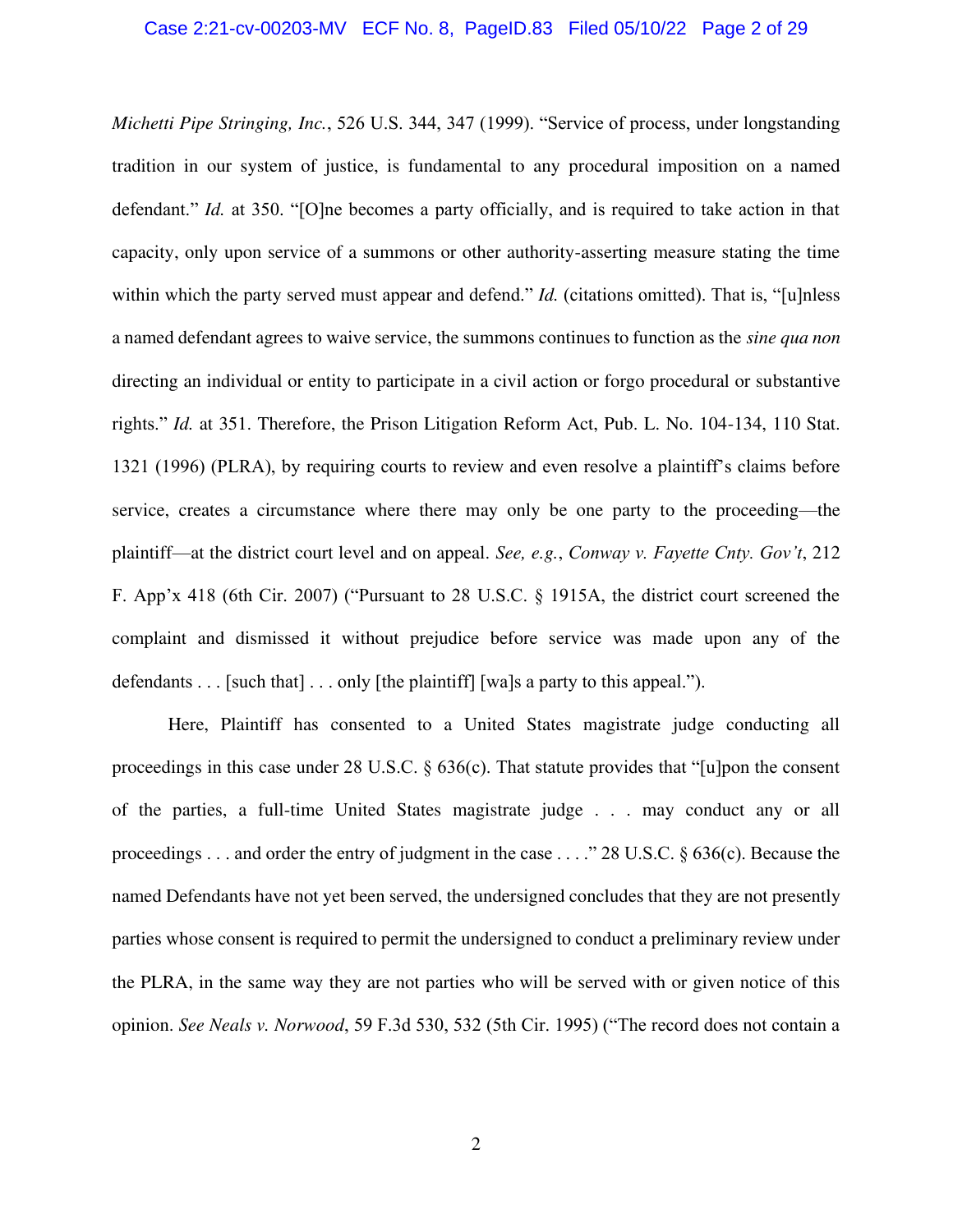*Michetti Pipe Stringing, Inc.*, 526 U.S. 344, 347 (1999). "Service of process, under longstanding tradition in our system of justice, is fundamental to any procedural imposition on a named defendant." *Id.* at 350. "[O]ne becomes a party officially, and is required to take action in that capacity, only upon service of a summons or other authority-asserting measure stating the time within which the party served must appear and defend." *Id.* (citations omitted). That is, "[u]nless a named defendant agrees to waive service, the summons continues to function as the *sine qua non* directing an individual or entity to participate in a civil action or forgo procedural or substantive rights." *Id.* at 351. Therefore, the Prison Litigation Reform Act, Pub. L. No. 104-134, 110 Stat. 1321 (1996) (PLRA), by requiring courts to review and even resolve a plaintiff's claims before service, creates a circumstance where there may only be one party to the proceeding—the plaintiff—at the district court level and on appeal. *See, e.g.*, *Conway v. Fayette Cnty. Gov't*, 212 F. App'x 418 (6th Cir. 2007) ("Pursuant to 28 U.S.C. § 1915A, the district court screened the complaint and dismissed it without prejudice before service was made upon any of the defendants . . . [such that] . . . only [the plaintiff] [wa]s a party to this appeal.").

Here, Plaintiff has consented to a United States magistrate judge conducting all proceedings in this case under 28 U.S.C. § 636(c). That statute provides that "[u]pon the consent of the parties, a full-time United States magistrate judge . . . may conduct any or all proceedings . . . and order the entry of judgment in the case . . . ." 28 U.S.C. § 636(c). Because the named Defendants have not yet been served, the undersigned concludes that they are not presently parties whose consent is required to permit the undersigned to conduct a preliminary review under the PLRA, in the same way they are not parties who will be served with or given notice of this opinion. *See Neals v. Norwood*, 59 F.3d 530, 532 (5th Cir. 1995) ("The record does not contain a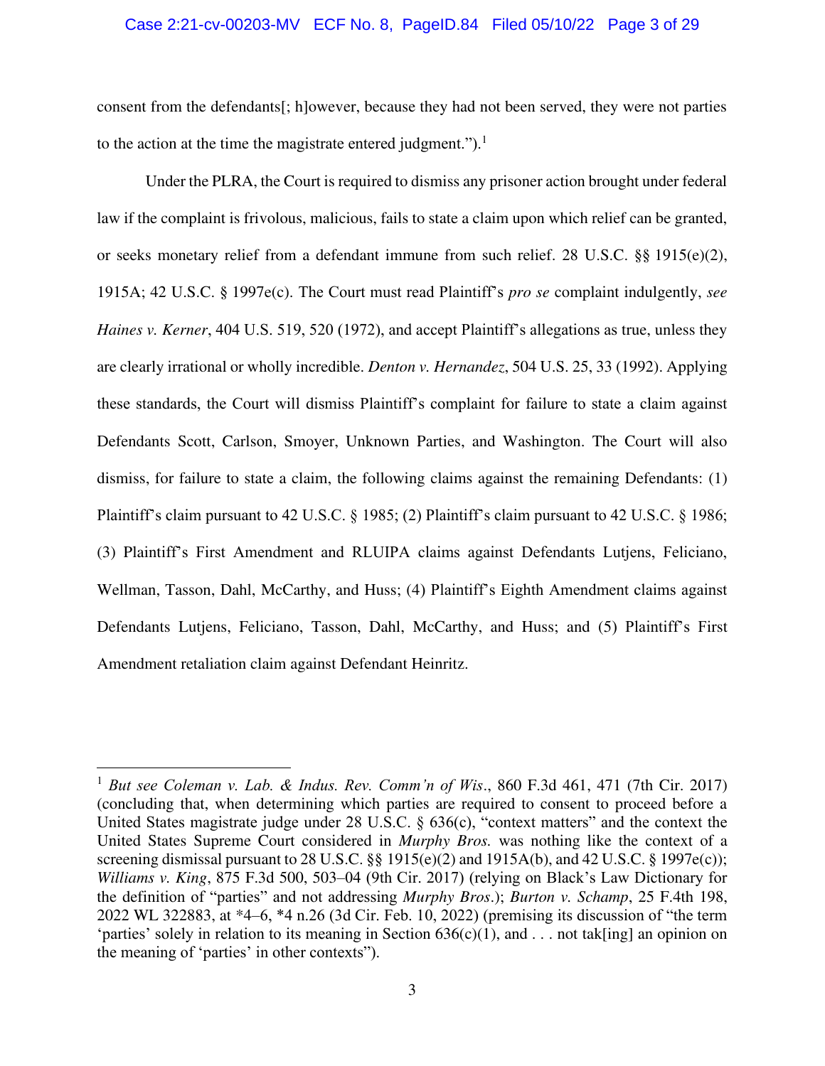consent from the defendants[; h]owever, because they had not been served, they were not parties to the action at the time the magistrate entered judgment.").[1]

Under the PLRA, the Court is required to dismiss any prisoner action brought under federal law if the complaint is frivolous, malicious, fails to state a claim upon which relief can be granted, or seeks monetary relief from a defendant immune from such relief. 28 U.S.C. §§ 1915(e)(2), 1915A; 42 U.S.C. § 1997e(c). The Court must read Plaintiff's *pro se* complaint indulgently, *see Haines v. Kerner*, 404 U.S. 519, 520 (1972), and accept Plaintiff's allegations as true, unless they are clearly irrational or wholly incredible. *Denton v. Hernandez*, 504 U.S. 25, 33 (1992). Applying these standards, the Court will dismiss Plaintiff's complaint for failure to state a claim against Defendants Scott, Carlson, Smoyer, Unknown Parties, and Washington. The Court will also dismiss, for failure to state a claim, the following claims against the remaining Defendants: (1) Plaintiff's claim pursuant to 42 U.S.C. § 1985; (2) Plaintiff's claim pursuant to 42 U.S.C. § 1986; (3) Plaintiff's First Amendment and RLUIPA claims against Defendants Lutjens, Feliciano, Wellman, Tasson, Dahl, McCarthy, and Huss; (4) Plaintiff's Eighth Amendment claims against Defendants Lutjens, Feliciano, Tasson, Dahl, McCarthy, and Huss; and (5) Plaintiff's First Amendment retaliation claim against Defendant Heinritz.

---

[1] *But see Coleman v. Lab. & Indus. Rev. Comm'n of Wis*., 860 F.3d 461, 471 (7th Cir. 2017) (concluding that, when determining which parties are required to consent to proceed before a United States magistrate judge under 28 U.S.C. § 636(c), "context matters" and the context the United States Supreme Court considered in *Murphy Bros.* was nothing like the context of a screening dismissal pursuant to 28 U.S.C. §§ 1915(e)(2) and 1915A(b), and 42 U.S.C. § 1997e(c)); *Williams v. King*, 875 F.3d 500, 503–04 (9th Cir. 2017) (relying on Black's Law Dictionary for the definition of "parties" and not addressing *Murphy Bros*.); *Burton v. Schamp*, 25 F.4th 198, 2022 WL 322883, at *4–6, *4 n.26 (3d Cir. Feb. 10, 2022) (premising its discussion of "the term 'parties' solely in relation to its meaning in Section 636(c)(1), and . . . not tak[ing] an opinion on the meaning of 'parties' in other contexts").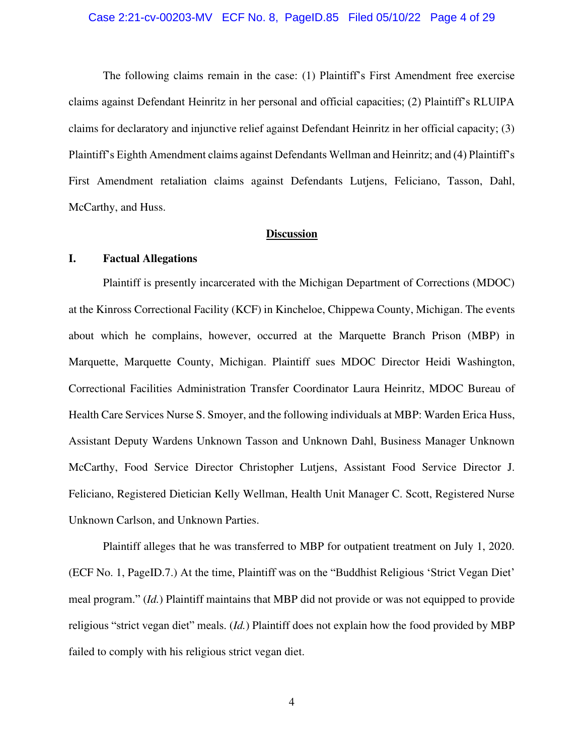The following claims remain in the case: (1) Plaintiff's First Amendment free exercise claims against Defendant Heinritz in her personal and official capacities; (2) Plaintiff's RLUIPA claims for declaratory and injunctive relief against Defendant Heinritz in her official capacity; (3) Plaintiff's Eighth Amendment claims against Defendants Wellman and Heinritz; and (4) Plaintiff's First Amendment retaliation claims against Defendants Lutjens, Feliciano, Tasson, Dahl, McCarthy, and Huss.

## Discussion

### I. Factual Allegations

Plaintiff is presently incarcerated with the Michigan Department of Corrections (MDOC) at the Kinross Correctional Facility (KCF) in Kincheloe, Chippewa County, Michigan. The events about which he complains, however, occurred at the Marquette Branch Prison (MBP) in Marquette, Marquette County, Michigan. Plaintiff sues MDOC Director Heidi Washington, Correctional Facilities Administration Transfer Coordinator Laura Heinritz, MDOC Bureau of Health Care Services Nurse S. Smoyer, and the following individuals at MBP: Warden Erica Huss, Assistant Deputy Wardens Unknown Tasson and Unknown Dahl, Business Manager Unknown McCarthy, Food Service Director Christopher Lutjens, Assistant Food Service Director J. Feliciano, Registered Dietician Kelly Wellman, Health Unit Manager C. Scott, Registered Nurse Unknown Carlson, and Unknown Parties.

Plaintiff alleges that he was transferred to MBP for outpatient treatment on July 1, 2020. (ECF No. 1, PageID.7.) At the time, Plaintiff was on the "Buddhist Religious 'Strict Vegan Diet' meal program." (*Id.*) Plaintiff maintains that MBP did not provide or was not equipped to provide religious "strict vegan diet" meals. (*Id.*) Plaintiff does not explain how the food provided by MBP failed to comply with his religious strict vegan diet.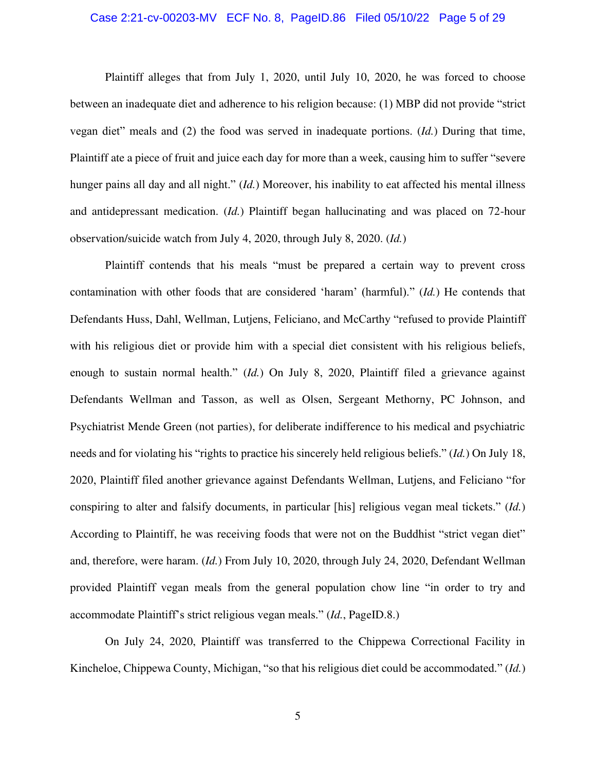Plaintiff alleges that from July 1, 2020, until July 10, 2020, he was forced to choose between an inadequate diet and adherence to his religion because: (1) MBP did not provide "strict vegan diet" meals and (2) the food was served in inadequate portions. (*Id.*) During that time, Plaintiff ate a piece of fruit and juice each day for more than a week, causing him to suffer "severe hunger pains all day and all night." (*Id.*) Moreover, his inability to eat affected his mental illness and antidepressant medication. (*Id.*) Plaintiff began hallucinating and was placed on 72-hour observation/suicide watch from July 4, 2020, through July 8, 2020. (*Id.*)

Plaintiff contends that his meals "must be prepared a certain way to prevent cross contamination with other foods that are considered 'haram' (harmful)." (*Id.*) He contends that Defendants Huss, Dahl, Wellman, Lutjens, Feliciano, and McCarthy "refused to provide Plaintiff with his religious diet or provide him with a special diet consistent with his religious beliefs, enough to sustain normal health." (*Id.*) On July 8, 2020, Plaintiff filed a grievance against Defendants Wellman and Tasson, as well as Olsen, Sergeant Methorny, PC Johnson, and Psychiatrist Mende Green (not parties), for deliberate indifference to his medical and psychiatric needs and for violating his "rights to practice his sincerely held religious beliefs." (*Id.*) On July 18, 2020, Plaintiff filed another grievance against Defendants Wellman, Lutjens, and Feliciano "for conspiring to alter and falsify documents, in particular [his] religious vegan meal tickets." (*Id.*) According to Plaintiff, he was receiving foods that were not on the Buddhist "strict vegan diet" and, therefore, were haram. (*Id.*) From July 10, 2020, through July 24, 2020, Defendant Wellman provided Plaintiff vegan meals from the general population chow line "in order to try and accommodate Plaintiff's strict religious vegan meals." (*Id.*, PageID.8.)

On July 24, 2020, Plaintiff was transferred to the Chippewa Correctional Facility in Kincheloe, Chippewa County, Michigan, "so that his religious diet could be accommodated." (*Id.*)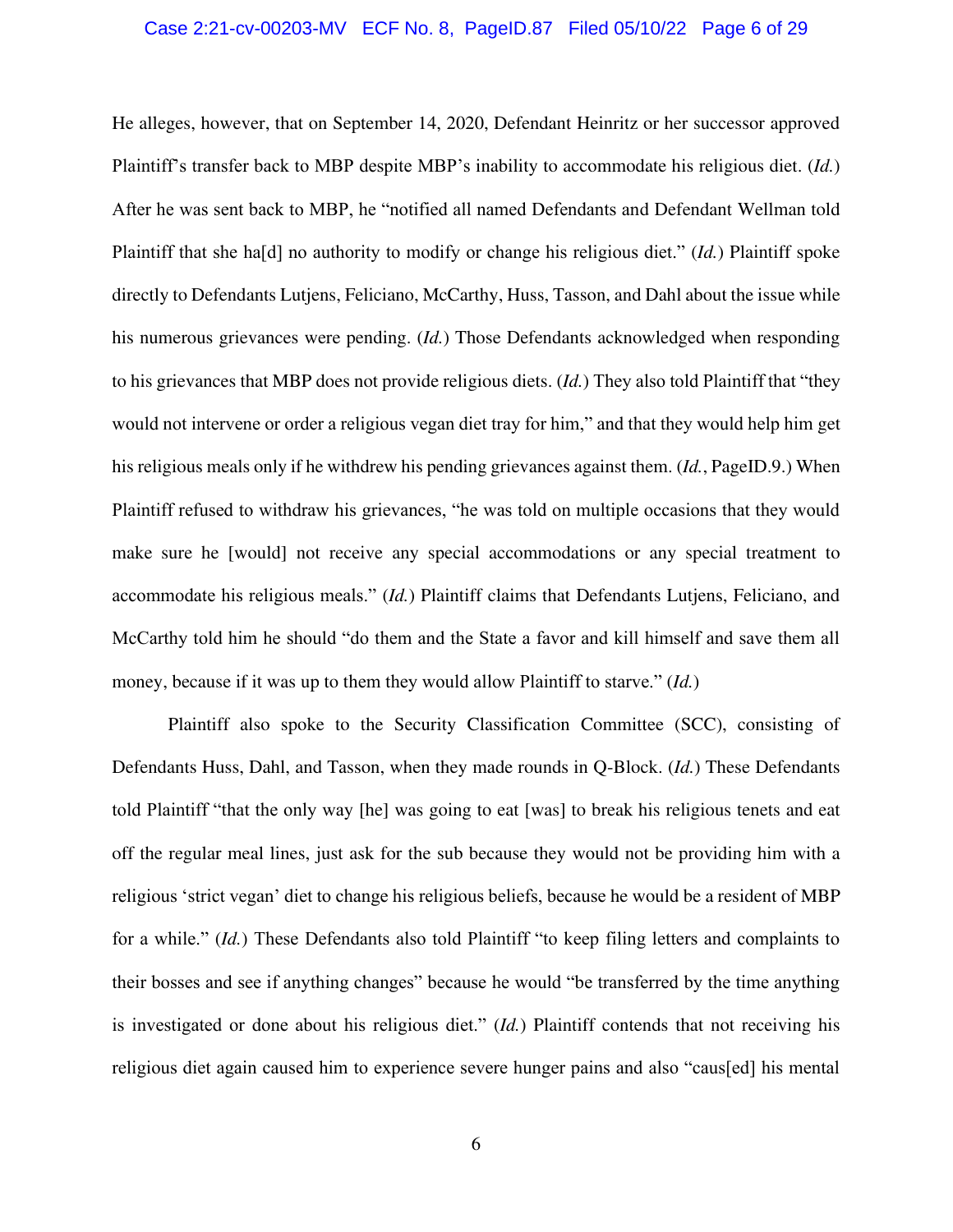He alleges, however, that on September 14, 2020, Defendant Heinritz or her successor approved Plaintiff's transfer back to MBP despite MBP's inability to accommodate his religious diet. (*Id.*) After he was sent back to MBP, he "notified all named Defendants and Defendant Wellman told Plaintiff that she ha[d] no authority to modify or change his religious diet." (*Id.*) Plaintiff spoke directly to Defendants Lutjens, Feliciano, McCarthy, Huss, Tasson, and Dahl about the issue while his numerous grievances were pending. (*Id.*) Those Defendants acknowledged when responding to his grievances that MBP does not provide religious diets. (*Id.*) They also told Plaintiff that "they would not intervene or order a religious vegan diet tray for him," and that they would help him get his religious meals only if he withdrew his pending grievances against them. (*Id.*, PageID.9.) When Plaintiff refused to withdraw his grievances, "he was told on multiple occasions that they would make sure he [would] not receive any special accommodations or any special treatment to accommodate his religious meals." (*Id.*) Plaintiff claims that Defendants Lutjens, Feliciano, and McCarthy told him he should "do them and the State a favor and kill himself and save them all money, because if it was up to them they would allow Plaintiff to starve." (*Id.*)

Plaintiff also spoke to the Security Classification Committee (SCC), consisting of Defendants Huss, Dahl, and Tasson, when they made rounds in Q-Block. (*Id.*) These Defendants told Plaintiff "that the only way [he] was going to eat [was] to break his religious tenets and eat off the regular meal lines, just ask for the sub because they would not be providing him with a religious 'strict vegan' diet to change his religious beliefs, because he would be a resident of MBP for a while." (*Id.*) These Defendants also told Plaintiff "to keep filing letters and complaints to their bosses and see if anything changes" because he would "be transferred by the time anything is investigated or done about his religious diet." (*Id.*) Plaintiff contends that not receiving his religious diet again caused him to experience severe hunger pains and also "caus[ed] his mental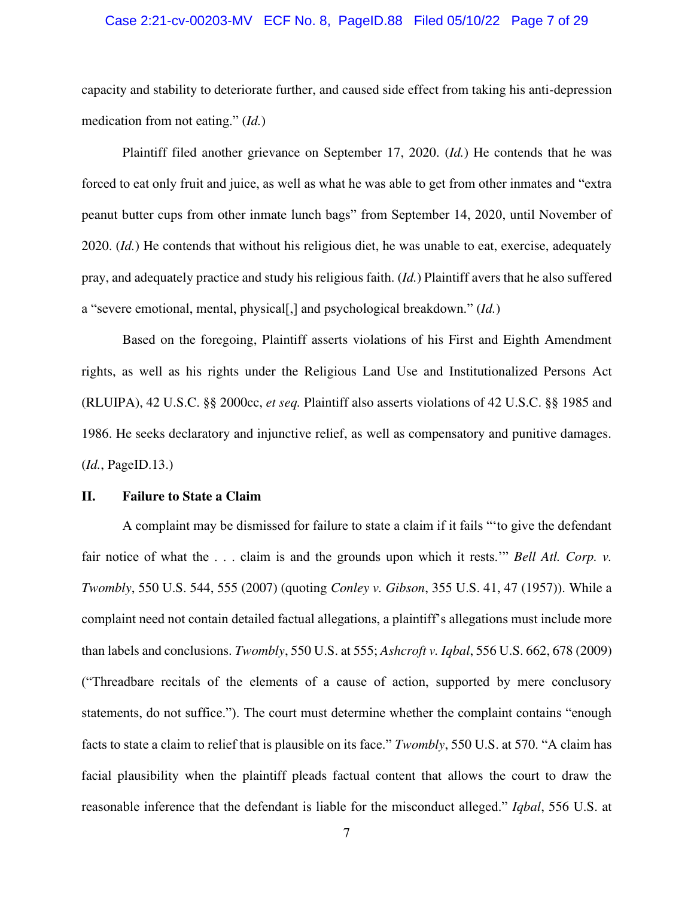capacity and stability to deteriorate further, and caused side effect from taking his anti-depression medication from not eating." (*Id.*)

Plaintiff filed another grievance on September 17, 2020. (*Id.*) He contends that he was forced to eat only fruit and juice, as well as what he was able to get from other inmates and "extra peanut butter cups from other inmate lunch bags" from September 14, 2020, until November of 2020. (*Id.*) He contends that without his religious diet, he was unable to eat, exercise, adequately pray, and adequately practice and study his religious faith. (*Id.*) Plaintiff avers that he also suffered a "severe emotional, mental, physical[,] and psychological breakdown." (*Id.*)

Based on the foregoing, Plaintiff asserts violations of his First and Eighth Amendment rights, as well as his rights under the Religious Land Use and Institutionalized Persons Act (RLUIPA), 42 U.S.C. §§ 2000cc, *et seq.* Plaintiff also asserts violations of 42 U.S.C. §§ 1985 and 1986. He seeks declaratory and injunctive relief, as well as compensatory and punitive damages. (*Id.*, PageID.13.)

## II. Failure to State a Claim

A complaint may be dismissed for failure to state a claim if it fails "'to give the defendant fair notice of what the . . . claim is and the grounds upon which it rests.'" *Bell Atl. Corp. v. Twombly*, 550 U.S. 544, 555 (2007) (quoting *Conley v. Gibson*, 355 U.S. 41, 47 (1957)). While a complaint need not contain detailed factual allegations, a plaintiff's allegations must include more than labels and conclusions. *Twombly*, 550 U.S. at 555; *Ashcroft v. Iqbal*, 556 U.S. 662, 678 (2009) ("Threadbare recitals of the elements of a cause of action, supported by mere conclusory statements, do not suffice."). The court must determine whether the complaint contains "enough facts to state a claim to relief that is plausible on its face." *Twombly*, 550 U.S. at 570. "A claim has facial plausibility when the plaintiff pleads factual content that allows the court to draw the reasonable inference that the defendant is liable for the misconduct alleged." *Iqbal*, 556 U.S. at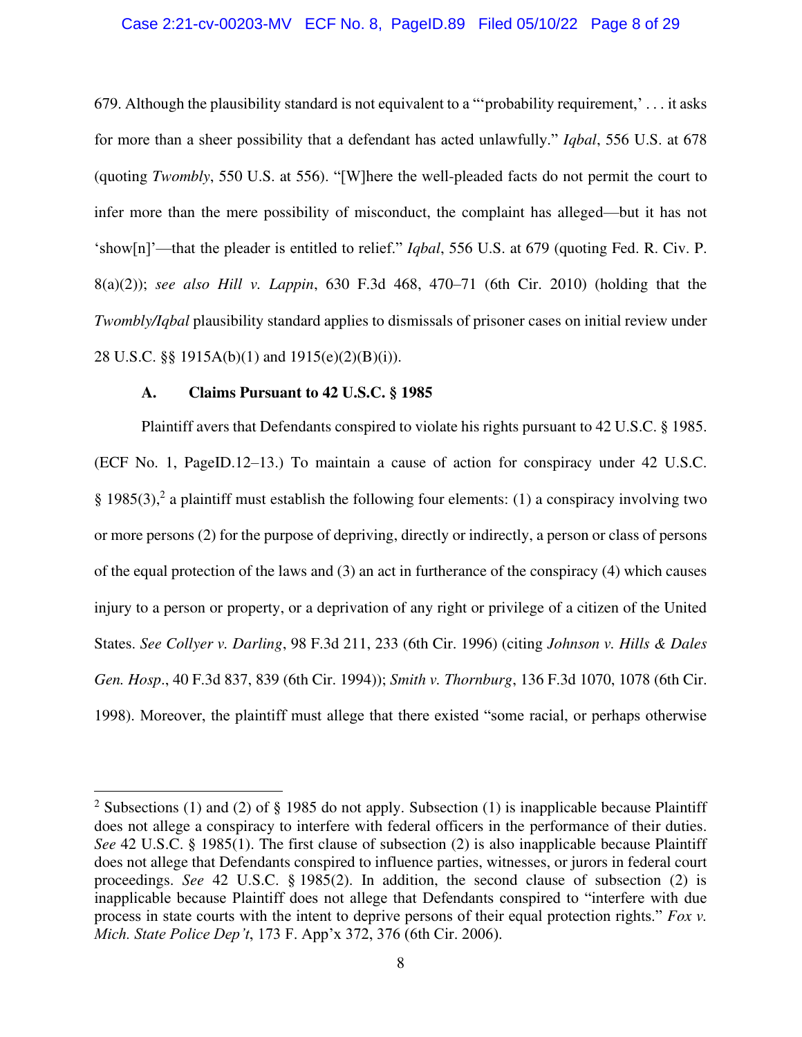679. Although the plausibility standard is not equivalent to a "'probability requirement,' . . . it asks for more than a sheer possibility that a defendant has acted unlawfully." *Iqbal*, 556 U.S. at 678 (quoting *Twombly*, 550 U.S. at 556). "[W]here the well-pleaded facts do not permit the court to infer more than the mere possibility of misconduct, the complaint has alleged—but it has not 'show[n]'—that the pleader is entitled to relief." *Iqbal*, 556 U.S. at 679 (quoting Fed. R. Civ. P. 8(a)(2)); *see also Hill v. Lappin*, 630 F.3d 468, 470–71 (6th Cir. 2010) (holding that the *Twombly/Iqbal* plausibility standard applies to dismissals of prisoner cases on initial review under 28 U.S.C. §§ 1915A(b)(1) and 1915(e)(2)(B)(i)).

### A. Claims Pursuant to 42 U.S.C. § 1985

Plaintiff avers that Defendants conspired to violate his rights pursuant to 42 U.S.C. § 1985. (ECF No. 1, PageID.12–13.) To maintain a cause of action for conspiracy under 42 U.S.C. § 1985(3),[2] a plaintiff must establish the following four elements: (1) a conspiracy involving two or more persons (2) for the purpose of depriving, directly or indirectly, a person or class of persons of the equal protection of the laws and (3) an act in furtherance of the conspiracy (4) which causes injury to a person or property, or a deprivation of any right or privilege of a citizen of the United States. *See Collyer v. Darling*, 98 F.3d 211, 233 (6th Cir. 1996) (citing *Johnson v. Hills & Dales Gen. Hosp*., 40 F.3d 837, 839 (6th Cir. 1994)); *Smith v. Thornburg*, 136 F.3d 1070, 1078 (6th Cir. 1998). Moreover, the plaintiff must allege that there existed "some racial, or perhaps otherwise

---

[2] Subsections (1) and (2) of § 1985 do not apply. Subsection (1) is inapplicable because Plaintiff does not allege a conspiracy to interfere with federal officers in the performance of their duties. *See* 42 U.S.C. § 1985(1). The first clause of subsection (2) is also inapplicable because Plaintiff does not allege that Defendants conspired to influence parties, witnesses, or jurors in federal court proceedings. *See* 42 U.S.C. § 1985(2). In addition, the second clause of subsection (2) is inapplicable because Plaintiff does not allege that Defendants conspired to "interfere with due process in state courts with the intent to deprive persons of their equal protection rights." *Fox v. Mich. State Police Dep't*, 173 F. App'x 372, 376 (6th Cir. 2006).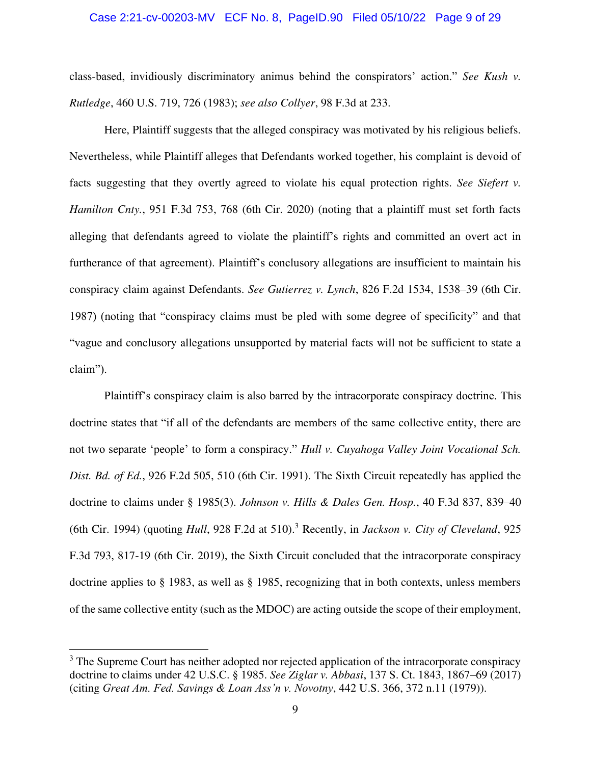class-based, invidiously discriminatory animus behind the conspirators' action." *See Kush v. Rutledge*, 460 U.S. 719, 726 (1983); *see also Collyer*, 98 F.3d at 233.

Here, Plaintiff suggests that the alleged conspiracy was motivated by his religious beliefs. Nevertheless, while Plaintiff alleges that Defendants worked together, his complaint is devoid of facts suggesting that they overtly agreed to violate his equal protection rights. *See Siefert v. Hamilton Cnty.*, 951 F.3d 753, 768 (6th Cir. 2020) (noting that a plaintiff must set forth facts alleging that defendants agreed to violate the plaintiff's rights and committed an overt act in furtherance of that agreement). Plaintiff's conclusory allegations are insufficient to maintain his conspiracy claim against Defendants. *See Gutierrez v. Lynch*, 826 F.2d 1534, 1538–39 (6th Cir. 1987) (noting that "conspiracy claims must be pled with some degree of specificity" and that "vague and conclusory allegations unsupported by material facts will not be sufficient to state a claim").

Plaintiff's conspiracy claim is also barred by the intracorporate conspiracy doctrine. This doctrine states that "if all of the defendants are members of the same collective entity, there are not two separate 'people' to form a conspiracy." *Hull v. Cuyahoga Valley Joint Vocational Sch. Dist. Bd. of Ed.*, 926 F.2d 505, 510 (6th Cir. 1991). The Sixth Circuit repeatedly has applied the doctrine to claims under § 1985(3). *Johnson v. Hills & Dales Gen. Hosp.*, 40 F.3d 837, 839–40 (6th Cir. 1994) (quoting *Hull*, 928 F.2d at 510).[3] Recently, in *Jackson v. City of Cleveland*, 925 F.3d 793, 817-19 (6th Cir. 2019), the Sixth Circuit concluded that the intracorporate conspiracy doctrine applies to § 1983, as well as § 1985, recognizing that in both contexts, unless members of the same collective entity (such as the MDOC) are acting outside the scope of their employment,

---

[3] The Supreme Court has neither adopted nor rejected application of the intracorporate conspiracy doctrine to claims under 42 U.S.C. § 1985. *See Ziglar v. Abbasi*, 137 S. Ct. 1843, 1867–69 (2017) (citing *Great Am. Fed. Savings & Loan Ass'n v. Novotny*, 442 U.S. 366, 372 n.11 (1979)).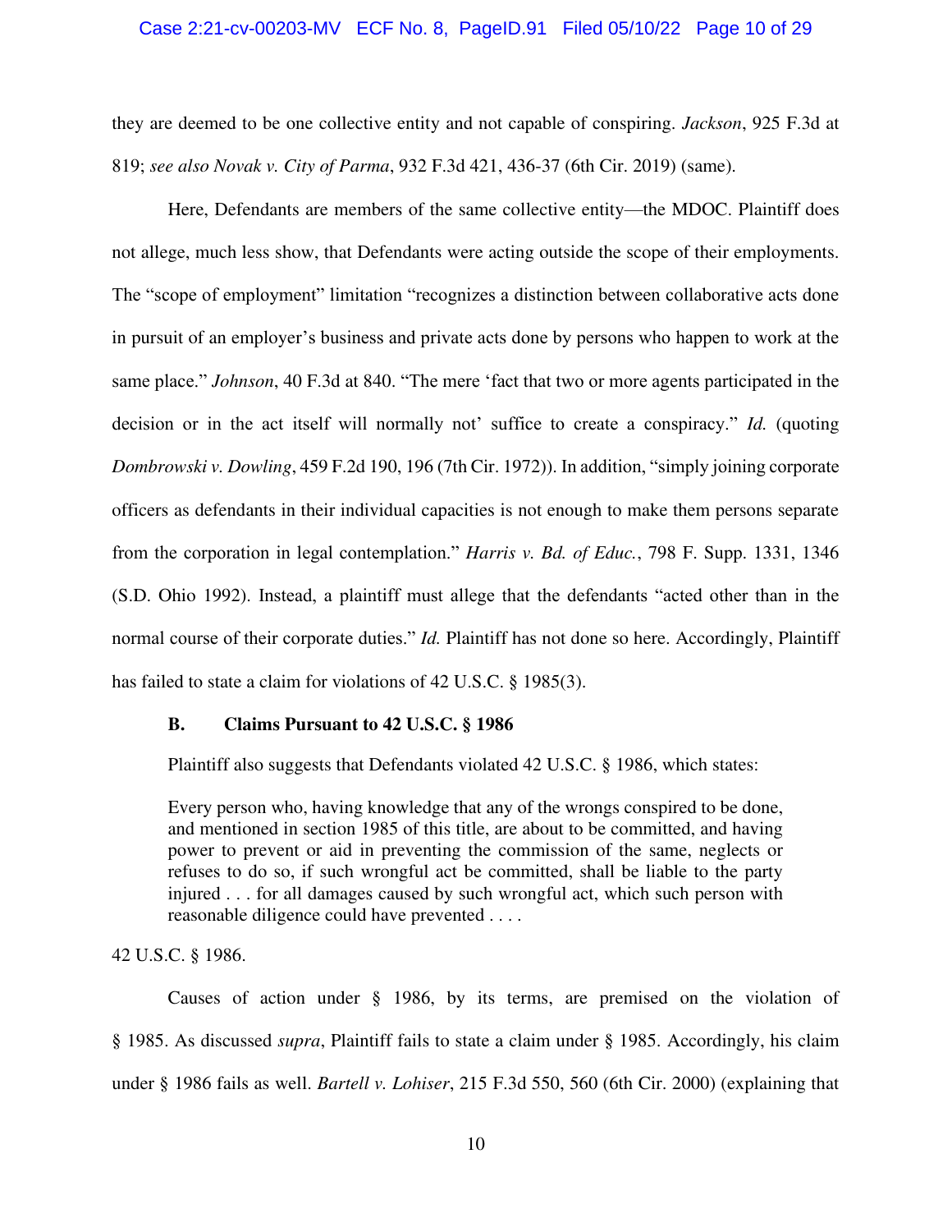they are deemed to be one collective entity and not capable of conspiring. *Jackson*, 925 F.3d at 819; *see also Novak v. City of Parma*, 932 F.3d 421, 436-37 (6th Cir. 2019) (same).

Here, Defendants are members of the same collective entity—the MDOC. Plaintiff does not allege, much less show, that Defendants were acting outside the scope of their employments. The "scope of employment" limitation "recognizes a distinction between collaborative acts done in pursuit of an employer's business and private acts done by persons who happen to work at the same place." *Johnson*, 40 F.3d at 840. "The mere 'fact that two or more agents participated in the decision or in the act itself will normally not' suffice to create a conspiracy." *Id.* (quoting *Dombrowski v. Dowling*, 459 F.2d 190, 196 (7th Cir. 1972)). In addition, "simply joining corporate officers as defendants in their individual capacities is not enough to make them persons separate from the corporation in legal contemplation." *Harris v. Bd. of Educ.*, 798 F. Supp. 1331, 1346 (S.D. Ohio 1992). Instead, a plaintiff must allege that the defendants "acted other than in the normal course of their corporate duties." *Id.* Plaintiff has not done so here. Accordingly, Plaintiff has failed to state a claim for violations of 42 U.S.C. § 1985(3).

### B. Claims Pursuant to 42 U.S.C. § 1986

Plaintiff also suggests that Defendants violated 42 U.S.C. § 1986, which states:

> Every person who, having knowledge that any of the wrongs conspired to be done, and mentioned in section 1985 of this title, are about to be committed, and having power to prevent or aid in preventing the commission of the same, neglects or refuses to do so, if such wrongful act be committed, shall be liable to the party injured . . . for all damages caused by such wrongful act, which such person with reasonable diligence could have prevented . . . .

42 U.S.C. § 1986.

Causes of action under § 1986, by its terms, are premised on the violation of § 1985. As discussed *supra*, Plaintiff fails to state a claim under § 1985. Accordingly, his claim under § 1986 fails as well. *Bartell v. Lohiser*, 215 F.3d 550, 560 (6th Cir. 2000) (explaining that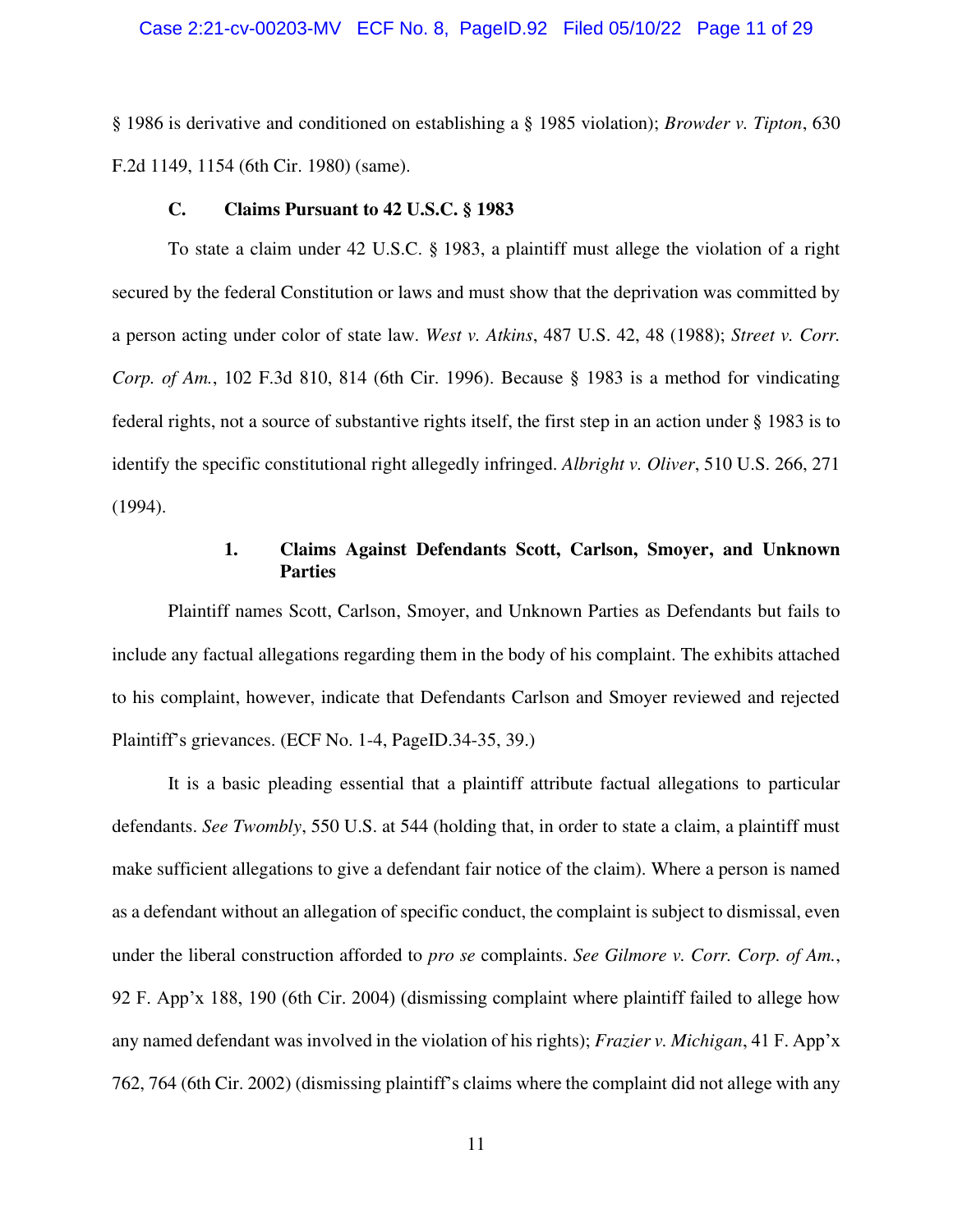§ 1986 is derivative and conditioned on establishing a § 1985 violation); *Browder v. Tipton*, 630 F.2d 1149, 1154 (6th Cir. 1980) (same).

### C. Claims Pursuant to 42 U.S.C. § 1983

To state a claim under 42 U.S.C. § 1983, a plaintiff must allege the violation of a right secured by the federal Constitution or laws and must show that the deprivation was committed by a person acting under color of state law. *West v. Atkins*, 487 U.S. 42, 48 (1988); *Street v. Corr. Corp. of Am.*, 102 F.3d 810, 814 (6th Cir. 1996). Because § 1983 is a method for vindicating federal rights, not a source of substantive rights itself, the first step in an action under § 1983 is to identify the specific constitutional right allegedly infringed. *Albright v. Oliver*, 510 U.S. 266, 271 (1994).

#### 1. Claims Against Defendants Scott, Carlson, Smoyer, and Unknown Parties

Plaintiff names Scott, Carlson, Smoyer, and Unknown Parties as Defendants but fails to include any factual allegations regarding them in the body of his complaint. The exhibits attached to his complaint, however, indicate that Defendants Carlson and Smoyer reviewed and rejected Plaintiff's grievances. (ECF No. 1-4, PageID.34-35, 39.)

It is a basic pleading essential that a plaintiff attribute factual allegations to particular defendants. *See Twombly*, 550 U.S. at 544 (holding that, in order to state a claim, a plaintiff must make sufficient allegations to give a defendant fair notice of the claim). Where a person is named as a defendant without an allegation of specific conduct, the complaint is subject to dismissal, even under the liberal construction afforded to *pro se* complaints. *See Gilmore v. Corr. Corp. of Am.*, 92 F. App'x 188, 190 (6th Cir. 2004) (dismissing complaint where plaintiff failed to allege how any named defendant was involved in the violation of his rights); *Frazier v. Michigan*, 41 F. App'x 762, 764 (6th Cir. 2002) (dismissing plaintiff's claims where the complaint did not allege with any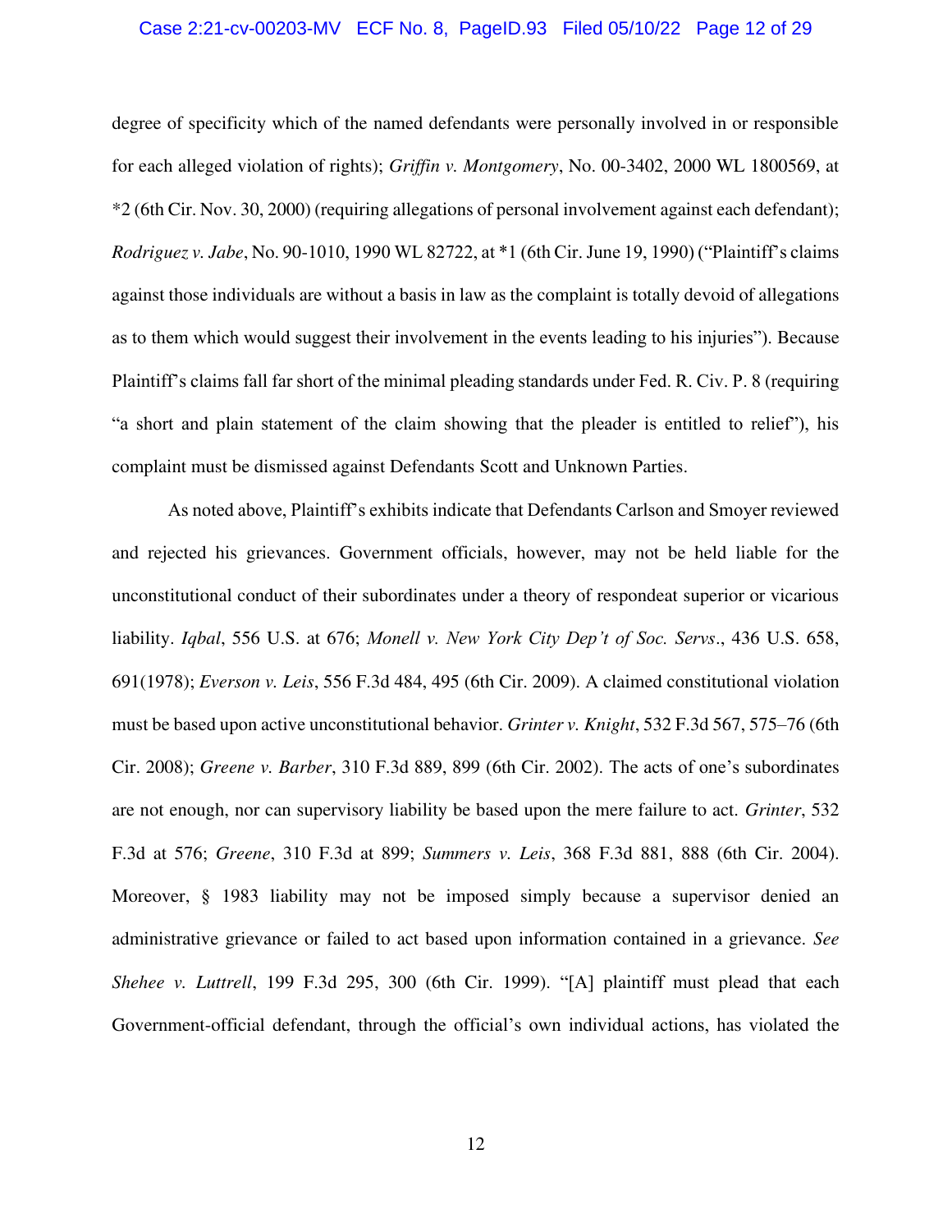degree of specificity which of the named defendants were personally involved in or responsible for each alleged violation of rights); *Griffin v. Montgomery*, No. 00-3402, 2000 WL 1800569, at *2 (6th Cir. Nov. 30, 2000) (requiring allegations of personal involvement against each defendant); *Rodriguez v. Jabe*, No. 90-1010, 1990 WL 82722, at *1 (6th Cir. June 19, 1990) ("Plaintiff's claims against those individuals are without a basis in law as the complaint is totally devoid of allegations as to them which would suggest their involvement in the events leading to his injuries"). Because Plaintiff's claims fall far short of the minimal pleading standards under Fed. R. Civ. P. 8 (requiring "a short and plain statement of the claim showing that the pleader is entitled to relief"), his complaint must be dismissed against Defendants Scott and Unknown Parties.

As noted above, Plaintiff's exhibits indicate that Defendants Carlson and Smoyer reviewed and rejected his grievances. Government officials, however, may not be held liable for the unconstitutional conduct of their subordinates under a theory of respondeat superior or vicarious liability. *Iqbal*, 556 U.S. at 676; *Monell v. New York City Dep't of Soc. Servs*., 436 U.S. 658, 691(1978); *Everson v. Leis*, 556 F.3d 484, 495 (6th Cir. 2009). A claimed constitutional violation must be based upon active unconstitutional behavior. *Grinter v. Knight*, 532 F.3d 567, 575–76 (6th Cir. 2008); *Greene v. Barber*, 310 F.3d 889, 899 (6th Cir. 2002). The acts of one's subordinates are not enough, nor can supervisory liability be based upon the mere failure to act. *Grinter*, 532 F.3d at 576; *Greene*, 310 F.3d at 899; *Summers v. Leis*, 368 F.3d 881, 888 (6th Cir. 2004). Moreover, § 1983 liability may not be imposed simply because a supervisor denied an administrative grievance or failed to act based upon information contained in a grievance. *See Shehee v. Luttrell*, 199 F.3d 295, 300 (6th Cir. 1999). "[A] plaintiff must plead that each Government-official defendant, through the official's own individual actions, has violated the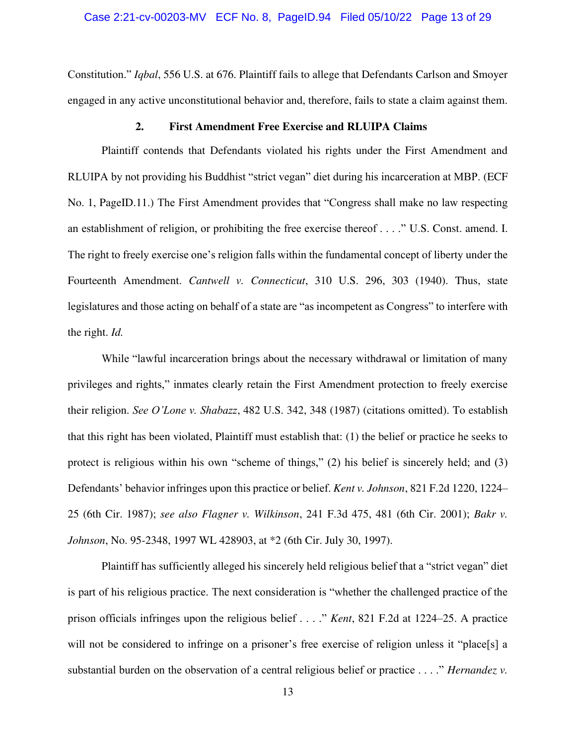Constitution." *Iqbal*, 556 U.S. at 676. Plaintiff fails to allege that Defendants Carlson and Smoyer engaged in any active unconstitutional behavior and, therefore, fails to state a claim against them.

### 2. First Amendment Free Exercise and RLUIPA Claims

Plaintiff contends that Defendants violated his rights under the First Amendment and RLUIPA by not providing his Buddhist "strict vegan" diet during his incarceration at MBP. (ECF No. 1, PageID.11.) The First Amendment provides that "Congress shall make no law respecting an establishment of religion, or prohibiting the free exercise thereof . . . ." U.S. Const. amend. I. The right to freely exercise one's religion falls within the fundamental concept of liberty under the Fourteenth Amendment. *Cantwell v. Connecticut*, 310 U.S. 296, 303 (1940). Thus, state legislatures and those acting on behalf of a state are "as incompetent as Congress" to interfere with the right. *Id.*

While "lawful incarceration brings about the necessary withdrawal or limitation of many privileges and rights," inmates clearly retain the First Amendment protection to freely exercise their religion. *See O'Lone v. Shabazz*, 482 U.S. 342, 348 (1987) (citations omitted). To establish that this right has been violated, Plaintiff must establish that: (1) the belief or practice he seeks to protect is religious within his own "scheme of things," (2) his belief is sincerely held; and (3) Defendants' behavior infringes upon this practice or belief. *Kent v. Johnson*, 821 F.2d 1220, 1224–25 (6th Cir. 1987); *see also Flagner v. Wilkinson*, 241 F.3d 475, 481 (6th Cir. 2001); *Bakr v. Johnson*, No. 95-2348, 1997 WL 428903, at *2 (6th Cir. July 30, 1997).

Plaintiff has sufficiently alleged his sincerely held religious belief that a "strict vegan" diet is part of his religious practice. The next consideration is "whether the challenged practice of the prison officials infringes upon the religious belief . . . ." *Kent*, 821 F.2d at 1224–25. A practice will not be considered to infringe on a prisoner's free exercise of religion unless it "place[s] a substantial burden on the observation of a central religious belief or practice . . . ." *Hernandez v.*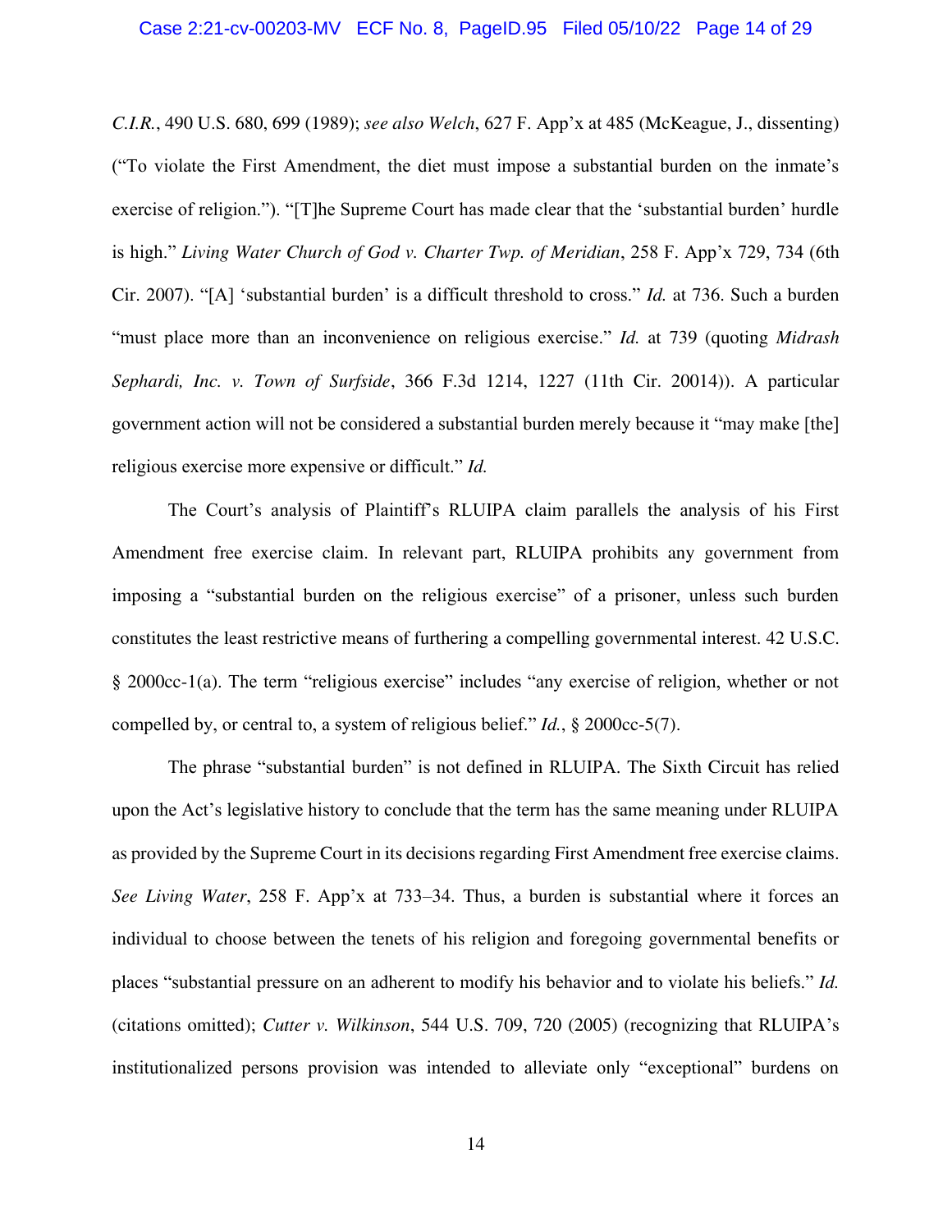*C.I.R.*, 490 U.S. 680, 699 (1989); *see also Welch*, 627 F. App'x at 485 (McKeague, J., dissenting) ("To violate the First Amendment, the diet must impose a substantial burden on the inmate's exercise of religion."). "[T]he Supreme Court has made clear that the 'substantial burden' hurdle is high." *Living Water Church of God v. Charter Twp. of Meridian*, 258 F. App'x 729, 734 (6th Cir. 2007). "[A] 'substantial burden' is a difficult threshold to cross." *Id.* at 736. Such a burden "must place more than an inconvenience on religious exercise." *Id.* at 739 (quoting *Midrash Sephardi, Inc. v. Town of Surfside*, 366 F.3d 1214, 1227 (11th Cir. 20014)). A particular government action will not be considered a substantial burden merely because it "may make [the] religious exercise more expensive or difficult." *Id.*

The Court's analysis of Plaintiff's RLUIPA claim parallels the analysis of his First Amendment free exercise claim. In relevant part, RLUIPA prohibits any government from imposing a "substantial burden on the religious exercise" of a prisoner, unless such burden constitutes the least restrictive means of furthering a compelling governmental interest. 42 U.S.C. § 2000cc-1(a). The term "religious exercise" includes "any exercise of religion, whether or not compelled by, or central to, a system of religious belief." *Id.*, § 2000cc-5(7).

The phrase "substantial burden" is not defined in RLUIPA. The Sixth Circuit has relied upon the Act's legislative history to conclude that the term has the same meaning under RLUIPA as provided by the Supreme Court in its decisions regarding First Amendment free exercise claims. *See Living Water*, 258 F. App'x at 733–34. Thus, a burden is substantial where it forces an individual to choose between the tenets of his religion and foregoing governmental benefits or places "substantial pressure on an adherent to modify his behavior and to violate his beliefs." *Id.* (citations omitted); *Cutter v. Wilkinson*, 544 U.S. 709, 720 (2005) (recognizing that RLUIPA's institutionalized persons provision was intended to alleviate only "exceptional" burdens on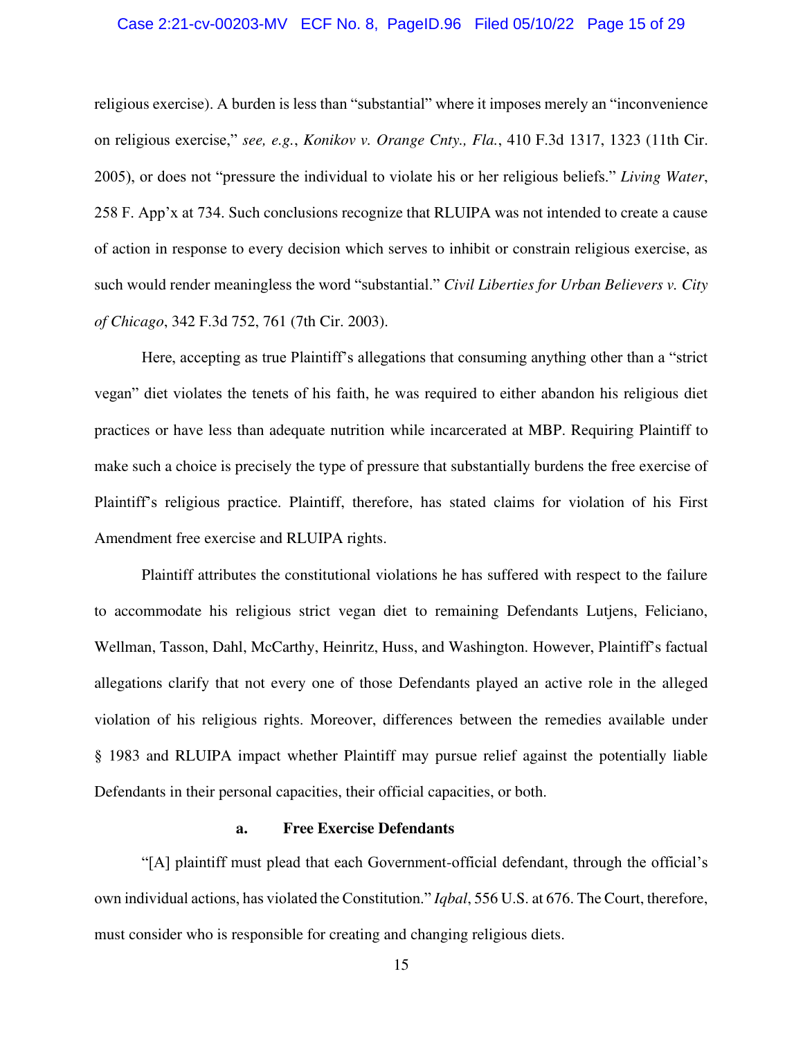religious exercise). A burden is less than "substantial" where it imposes merely an "inconvenience on religious exercise," *see, e.g.*, *Konikov v. Orange Cnty., Fla.*, 410 F.3d 1317, 1323 (11th Cir. 2005), or does not "pressure the individual to violate his or her religious beliefs." *Living Water*, 258 F. App'x at 734. Such conclusions recognize that RLUIPA was not intended to create a cause of action in response to every decision which serves to inhibit or constrain religious exercise, as such would render meaningless the word "substantial." *Civil Liberties for Urban Believers v. City of Chicago*, 342 F.3d 752, 761 (7th Cir. 2003).

Here, accepting as true Plaintiff's allegations that consuming anything other than a "strict vegan" diet violates the tenets of his faith, he was required to either abandon his religious diet practices or have less than adequate nutrition while incarcerated at MBP. Requiring Plaintiff to make such a choice is precisely the type of pressure that substantially burdens the free exercise of Plaintiff's religious practice. Plaintiff, therefore, has stated claims for violation of his First Amendment free exercise and RLUIPA rights.

Plaintiff attributes the constitutional violations he has suffered with respect to the failure to accommodate his religious strict vegan diet to remaining Defendants Lutjens, Feliciano, Wellman, Tasson, Dahl, McCarthy, Heinritz, Huss, and Washington. However, Plaintiff's factual allegations clarify that not every one of those Defendants played an active role in the alleged violation of his religious rights. Moreover, differences between the remedies available under § 1983 and RLUIPA impact whether Plaintiff may pursue relief against the potentially liable Defendants in their personal capacities, their official capacities, or both.

#### a. Free Exercise Defendants

"[A] plaintiff must plead that each Government-official defendant, through the official's own individual actions, has violated the Constitution." *Iqbal*, 556 U.S. at 676. The Court, therefore, must consider who is responsible for creating and changing religious diets.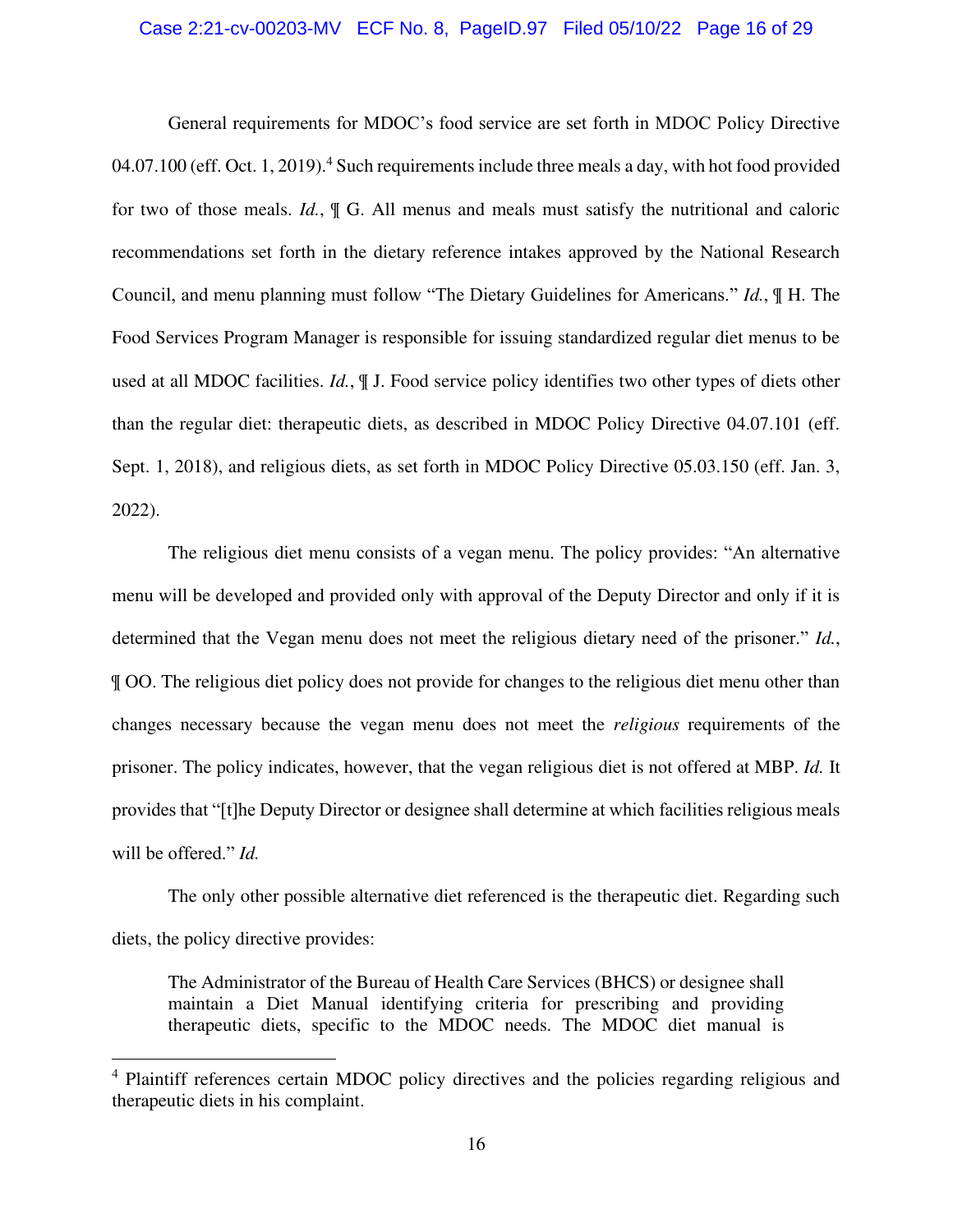General requirements for MDOC's food service are set forth in MDOC Policy Directive 04.07.100 (eff. Oct. 1, 2019).[4] Such requirements include three meals a day, with hot food provided for two of those meals. *Id.*, ¶ G. All menus and meals must satisfy the nutritional and caloric recommendations set forth in the dietary reference intakes approved by the National Research Council, and menu planning must follow "The Dietary Guidelines for Americans." *Id.*, ¶ H. The Food Services Program Manager is responsible for issuing standardized regular diet menus to be used at all MDOC facilities. *Id.*, ¶ J. Food service policy identifies two other types of diets other than the regular diet: therapeutic diets, as described in MDOC Policy Directive 04.07.101 (eff. Sept. 1, 2018), and religious diets, as set forth in MDOC Policy Directive 05.03.150 (eff. Jan. 3, 2022).

The religious diet menu consists of a vegan menu. The policy provides: "An alternative menu will be developed and provided only with approval of the Deputy Director and only if it is determined that the Vegan menu does not meet the religious dietary need of the prisoner." *Id.*, ¶ OO. The religious diet policy does not provide for changes to the religious diet menu other than changes necessary because the vegan menu does not meet the *religious* requirements of the prisoner. The policy indicates, however, that the vegan religious diet is not offered at MBP. *Id.* It provides that "[t]he Deputy Director or designee shall determine at which facilities religious meals will be offered." *Id.*

The only other possible alternative diet referenced is the therapeutic diet. Regarding such diets, the policy directive provides:

> The Administrator of the Bureau of Health Care Services (BHCS) or designee shall maintain a Diet Manual identifying criteria for prescribing and providing therapeutic diets, specific to the MDOC needs. The MDOC diet manual is

---

[4] Plaintiff references certain MDOC policy directives and the policies regarding religious and therapeutic diets in his complaint.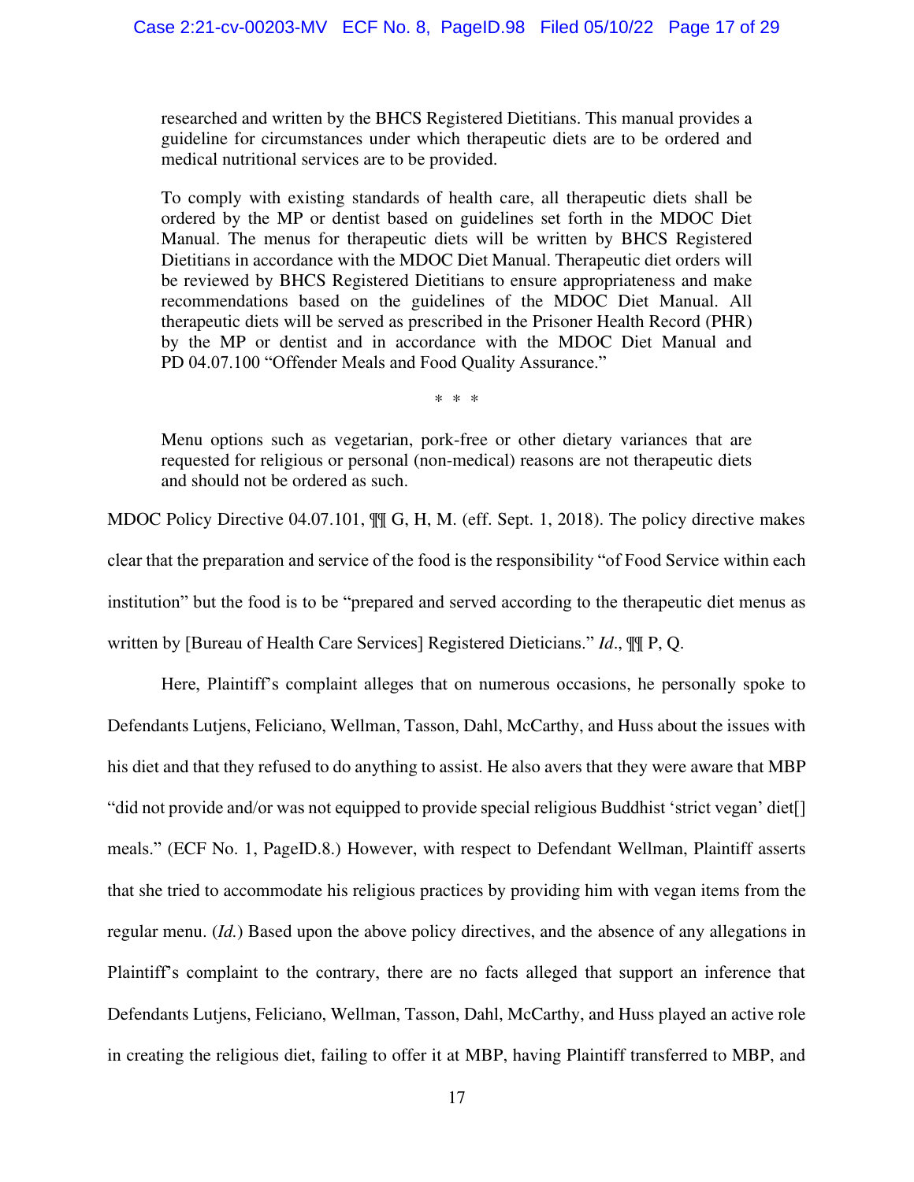> researched and written by the BHCS Registered Dietitians. This manual provides a guideline for circumstances under which therapeutic diets are to be ordered and medical nutritional services are to be provided.
>
> To comply with existing standards of health care, all therapeutic diets shall be ordered by the MP or dentist based on guidelines set forth in the MDOC Diet Manual. The menus for therapeutic diets will be written by BHCS Registered Dietitians in accordance with the MDOC Diet Manual. Therapeutic diet orders will be reviewed by BHCS Registered Dietitians to ensure appropriateness and make recommendations based on the guidelines of the MDOC Diet Manual. All therapeutic diets will be served as prescribed in the Prisoner Health Record (PHR) by the MP or dentist and in accordance with the MDOC Diet Manual and PD 04.07.100 "Offender Meals and Food Quality Assurance."
>
> \* \* \*
>
> Menu options such as vegetarian, pork-free or other dietary variances that are requested for religious or personal (non-medical) reasons are not therapeutic diets and should not be ordered as such.

MDOC Policy Directive 04.07.101, ¶¶ G, H, M. (eff. Sept. 1, 2018). The policy directive makes clear that the preparation and service of the food is the responsibility "of Food Service within each institution" but the food is to be "prepared and served according to the therapeutic diet menus as written by [Bureau of Health Care Services] Registered Dieticians." *Id*., ¶¶ P, Q.

Here, Plaintiff's complaint alleges that on numerous occasions, he personally spoke to Defendants Lutjens, Feliciano, Wellman, Tasson, Dahl, McCarthy, and Huss about the issues with his diet and that they refused to do anything to assist. He also avers that they were aware that MBP "did not provide and/or was not equipped to provide special religious Buddhist 'strict vegan' diet[] meals." (ECF No. 1, PageID.8.) However, with respect to Defendant Wellman, Plaintiff asserts that she tried to accommodate his religious practices by providing him with vegan items from the regular menu. (*Id.*) Based upon the above policy directives, and the absence of any allegations in Plaintiff's complaint to the contrary, there are no facts alleged that support an inference that Defendants Lutjens, Feliciano, Wellman, Tasson, Dahl, McCarthy, and Huss played an active role in creating the religious diet, failing to offer it at MBP, having Plaintiff transferred to MBP, and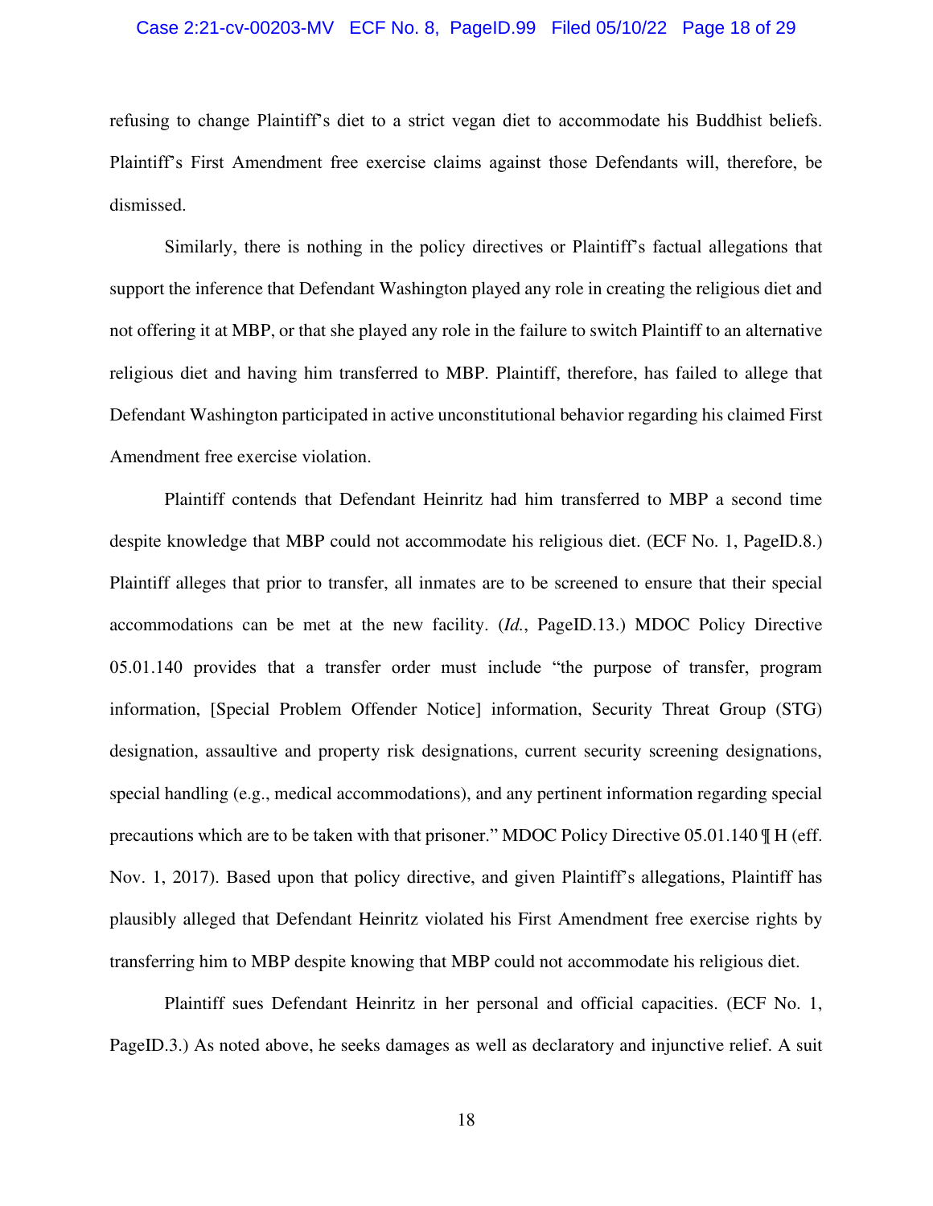refusing to change Plaintiff's diet to a strict vegan diet to accommodate his Buddhist beliefs. Plaintiff's First Amendment free exercise claims against those Defendants will, therefore, be dismissed.

Similarly, there is nothing in the policy directives or Plaintiff's factual allegations that support the inference that Defendant Washington played any role in creating the religious diet and not offering it at MBP, or that she played any role in the failure to switch Plaintiff to an alternative religious diet and having him transferred to MBP. Plaintiff, therefore, has failed to allege that Defendant Washington participated in active unconstitutional behavior regarding his claimed First Amendment free exercise violation.

Plaintiff contends that Defendant Heinritz had him transferred to MBP a second time despite knowledge that MBP could not accommodate his religious diet. (ECF No. 1, PageID.8.) Plaintiff alleges that prior to transfer, all inmates are to be screened to ensure that their special accommodations can be met at the new facility. (*Id.*, PageID.13.) MDOC Policy Directive 05.01.140 provides that a transfer order must include "the purpose of transfer, program information, [Special Problem Offender Notice] information, Security Threat Group (STG) designation, assaultive and property risk designations, current security screening designations, special handling (e.g., medical accommodations), and any pertinent information regarding special precautions which are to be taken with that prisoner." MDOC Policy Directive 05.01.140 ¶ H (eff. Nov. 1, 2017). Based upon that policy directive, and given Plaintiff's allegations, Plaintiff has plausibly alleged that Defendant Heinritz violated his First Amendment free exercise rights by transferring him to MBP despite knowing that MBP could not accommodate his religious diet.

Plaintiff sues Defendant Heinritz in her personal and official capacities. (ECF No. 1, PageID.3.) As noted above, he seeks damages as well as declaratory and injunctive relief. A suit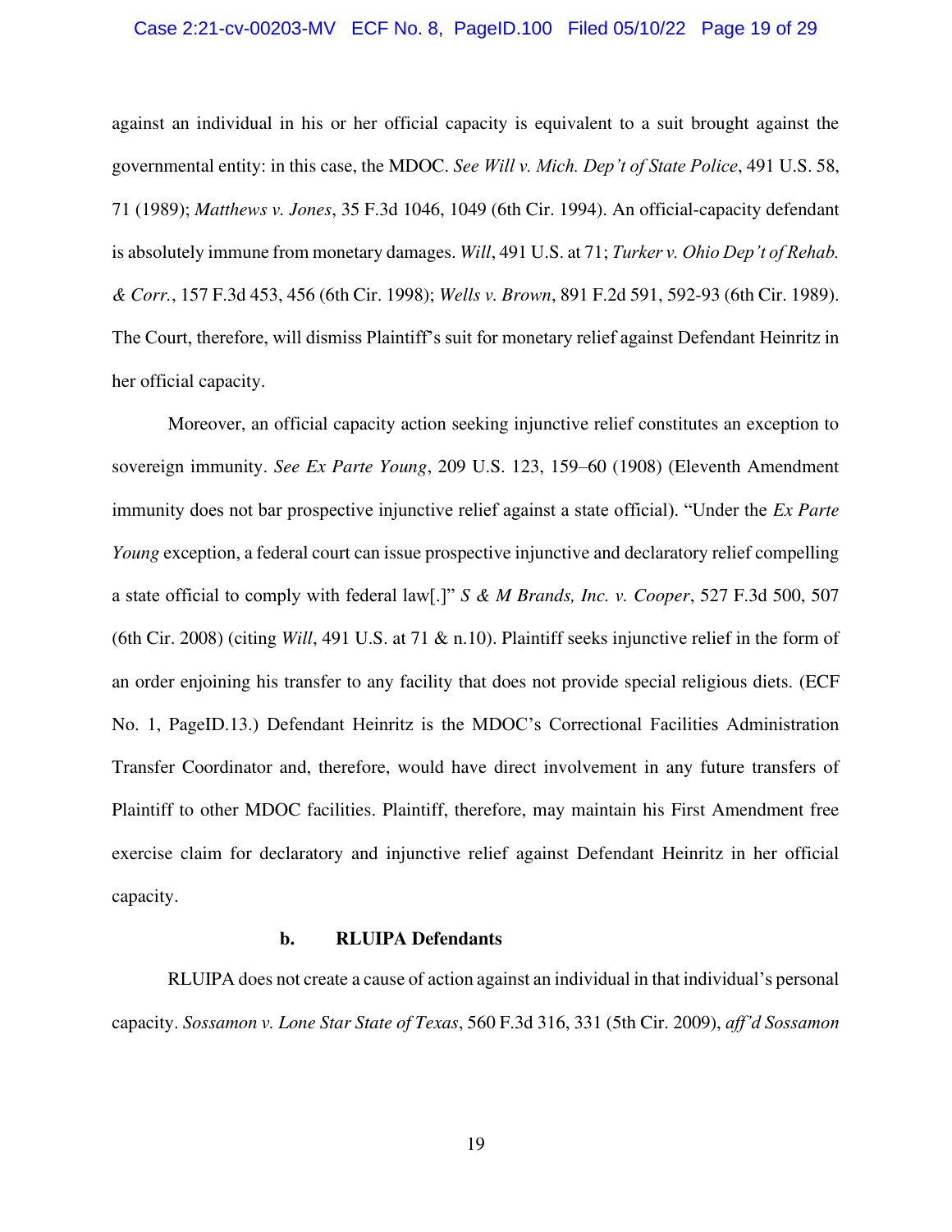against an individual in his or her official capacity is equivalent to a suit brought against the governmental entity: in this case, the MDOC. *See Will v. Mich. Dep't of State Police*, 491 U.S. 58, 71 (1989); *Matthews v. Jones*, 35 F.3d 1046, 1049 (6th Cir. 1994). An official-capacity defendant is absolutely immune from monetary damages. *Will*, 491 U.S. at 71; *Turker v. Ohio Dep't of Rehab. & Corr.*, 157 F.3d 453, 456 (6th Cir. 1998); *Wells v. Brown*, 891 F.2d 591, 592-93 (6th Cir. 1989). The Court, therefore, will dismiss Plaintiff's suit for monetary relief against Defendant Heinritz in her official capacity.

Moreover, an official capacity action seeking injunctive relief constitutes an exception to sovereign immunity. *See Ex Parte Young*, 209 U.S. 123, 159–60 (1908) (Eleventh Amendment immunity does not bar prospective injunctive relief against a state official). "Under the *Ex Parte Young* exception, a federal court can issue prospective injunctive and declaratory relief compelling a state official to comply with federal law[.]" *S & M Brands, Inc. v. Cooper*, 527 F.3d 500, 507 (6th Cir. 2008) (citing *Will*, 491 U.S. at 71 & n.10). Plaintiff seeks injunctive relief in the form of an order enjoining his transfer to any facility that does not provide special religious diets. (ECF No. 1, PageID.13.) Defendant Heinritz is the MDOC's Correctional Facilities Administration Transfer Coordinator and, therefore, would have direct involvement in any future transfers of Plaintiff to other MDOC facilities. Plaintiff, therefore, may maintain his First Amendment free exercise claim for declaratory and injunctive relief against Defendant Heinritz in her official capacity.

#### b. RLUIPA Defendants

RLUIPA does not create a cause of action against an individual in that individual's personal capacity. *Sossamon v. Lone Star State of Texas*, 560 F.3d 316, 331 (5th Cir. 2009), *aff'd Sossamon*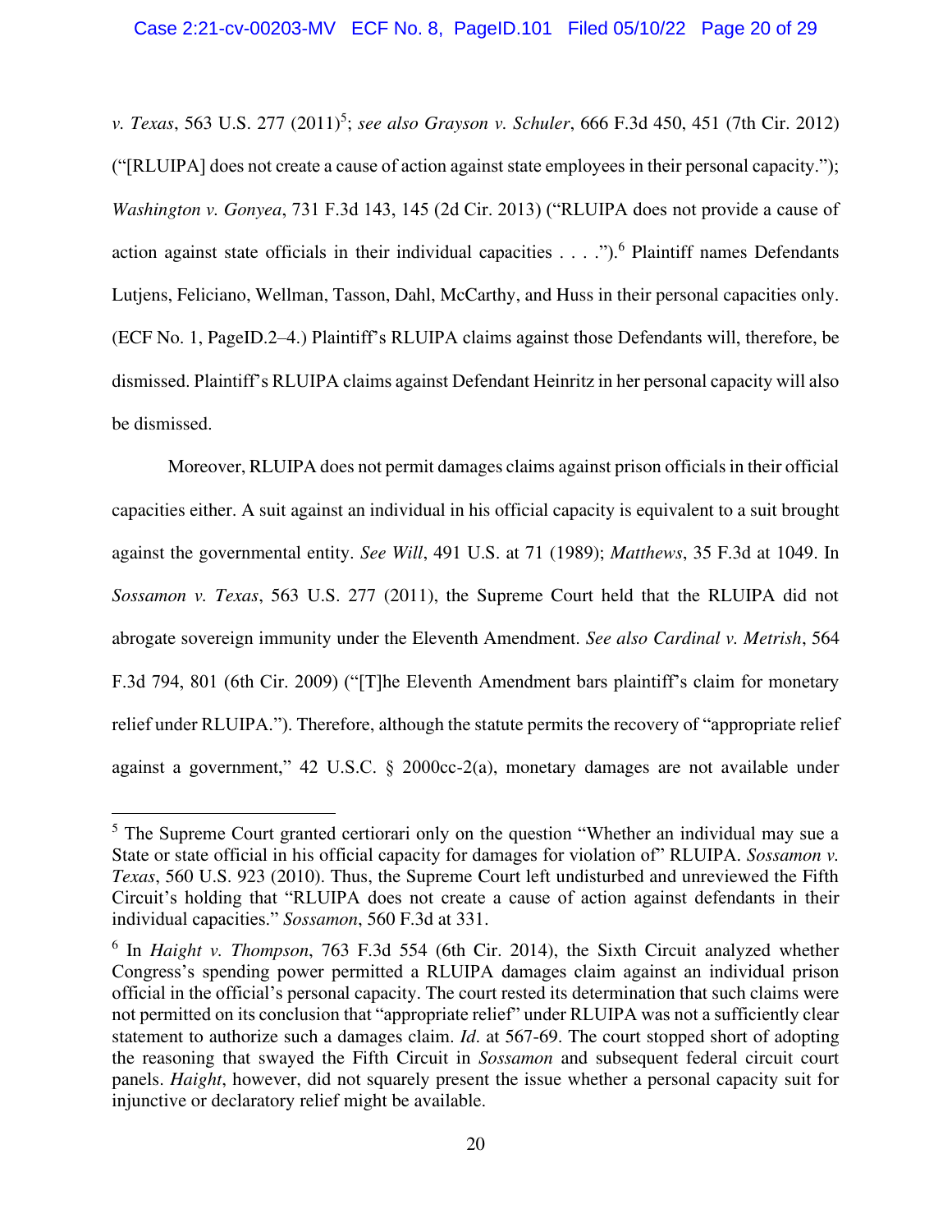*v. Texas*, 563 U.S. 277 (2011)[5]; *see also Grayson v. Schuler*, 666 F.3d 450, 451 (7th Cir. 2012) ("[RLUIPA] does not create a cause of action against state employees in their personal capacity."); *Washington v. Gonyea*, 731 F.3d 143, 145 (2d Cir. 2013) ("RLUIPA does not provide a cause of action against state officials in their individual capacities . . . .").[6] Plaintiff names Defendants Lutjens, Feliciano, Wellman, Tasson, Dahl, McCarthy, and Huss in their personal capacities only. (ECF No. 1, PageID.2–4.) Plaintiff's RLUIPA claims against those Defendants will, therefore, be dismissed. Plaintiff's RLUIPA claims against Defendant Heinritz in her personal capacity will also be dismissed.

Moreover, RLUIPA does not permit damages claims against prison officials in their official capacities either. A suit against an individual in his official capacity is equivalent to a suit brought against the governmental entity. *See Will*, 491 U.S. at 71 (1989); *Matthews*, 35 F.3d at 1049. In *Sossamon v. Texas*, 563 U.S. 277 (2011), the Supreme Court held that the RLUIPA did not abrogate sovereign immunity under the Eleventh Amendment. *See also Cardinal v. Metrish*, 564 F.3d 794, 801 (6th Cir. 2009) ("[T]he Eleventh Amendment bars plaintiff's claim for monetary relief under RLUIPA."). Therefore, although the statute permits the recovery of "appropriate relief against a government," 42 U.S.C. § 2000cc-2(a), monetary damages are not available under

---

[5] The Supreme Court granted certiorari only on the question "Whether an individual may sue a State or state official in his official capacity for damages for violation of" RLUIPA. *Sossamon v. Texas*, 560 U.S. 923 (2010). Thus, the Supreme Court left undisturbed and unreviewed the Fifth Circuit's holding that "RLUIPA does not create a cause of action against defendants in their individual capacities." *Sossamon*, 560 F.3d at 331.

[6] In *Haight v. Thompson*, 763 F.3d 554 (6th Cir. 2014), the Sixth Circuit analyzed whether Congress's spending power permitted a RLUIPA damages claim against an individual prison official in the official's personal capacity. The court rested its determination that such claims were not permitted on its conclusion that "appropriate relief" under RLUIPA was not a sufficiently clear statement to authorize such a damages claim. *Id*. at 567-69. The court stopped short of adopting the reasoning that swayed the Fifth Circuit in *Sossamon* and subsequent federal circuit court panels. *Haight*, however, did not squarely present the issue whether a personal capacity suit for injunctive or declaratory relief might be available.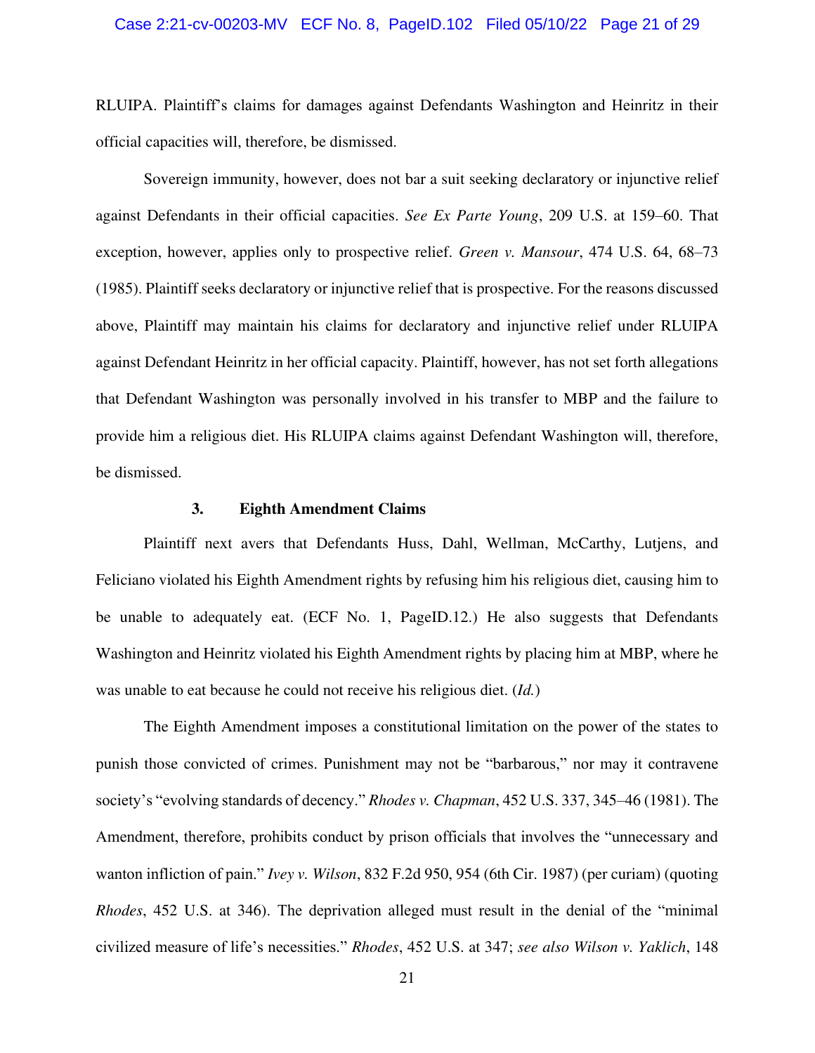RLUIPA. Plaintiff's claims for damages against Defendants Washington and Heinritz in their official capacities will, therefore, be dismissed.

Sovereign immunity, however, does not bar a suit seeking declaratory or injunctive relief against Defendants in their official capacities. *See Ex Parte Young*, 209 U.S. at 159–60. That exception, however, applies only to prospective relief. *Green v. Mansour*, 474 U.S. 64, 68–73 (1985). Plaintiff seeks declaratory or injunctive relief that is prospective. For the reasons discussed above, Plaintiff may maintain his claims for declaratory and injunctive relief under RLUIPA against Defendant Heinritz in her official capacity. Plaintiff, however, has not set forth allegations that Defendant Washington was personally involved in his transfer to MBP and the failure to provide him a religious diet. His RLUIPA claims against Defendant Washington will, therefore, be dismissed.

### 3. Eighth Amendment Claims

Plaintiff next avers that Defendants Huss, Dahl, Wellman, McCarthy, Lutjens, and Feliciano violated his Eighth Amendment rights by refusing him his religious diet, causing him to be unable to adequately eat. (ECF No. 1, PageID.12.) He also suggests that Defendants Washington and Heinritz violated his Eighth Amendment rights by placing him at MBP, where he was unable to eat because he could not receive his religious diet. (*Id.*)

The Eighth Amendment imposes a constitutional limitation on the power of the states to punish those convicted of crimes. Punishment may not be "barbarous," nor may it contravene society's "evolving standards of decency." *Rhodes v. Chapman*, 452 U.S. 337, 345–46 (1981). The Amendment, therefore, prohibits conduct by prison officials that involves the "unnecessary and wanton infliction of pain." *Ivey v. Wilson*, 832 F.2d 950, 954 (6th Cir. 1987) (per curiam) (quoting *Rhodes*, 452 U.S. at 346). The deprivation alleged must result in the denial of the "minimal civilized measure of life's necessities." *Rhodes*, 452 U.S. at 347; *see also Wilson v. Yaklich*, 148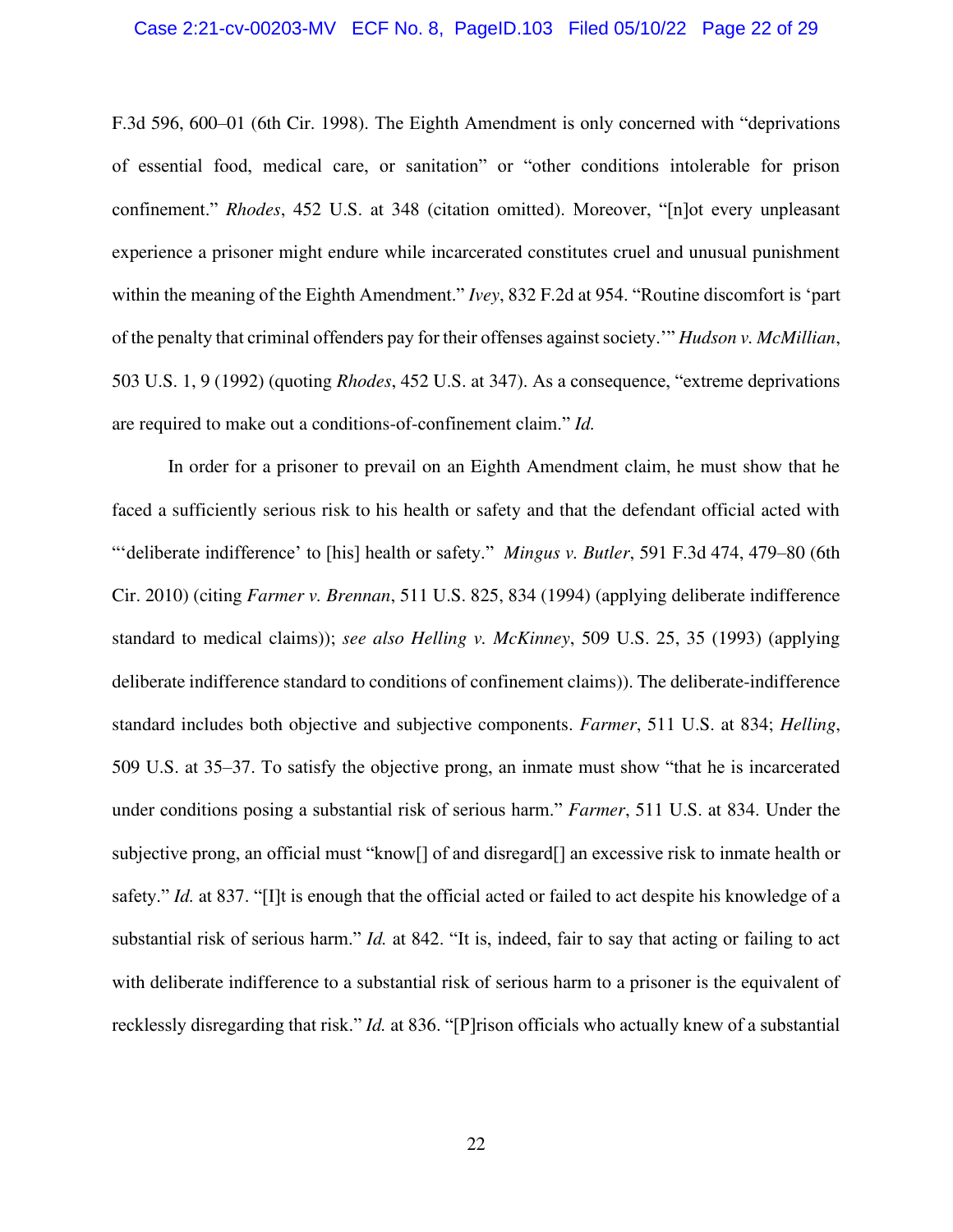F.3d 596, 600–01 (6th Cir. 1998). The Eighth Amendment is only concerned with "deprivations of essential food, medical care, or sanitation" or "other conditions intolerable for prison confinement." *Rhodes*, 452 U.S. at 348 (citation omitted). Moreover, "[n]ot every unpleasant experience a prisoner might endure while incarcerated constitutes cruel and unusual punishment within the meaning of the Eighth Amendment." *Ivey*, 832 F.2d at 954. "Routine discomfort is 'part of the penalty that criminal offenders pay for their offenses against society.'" *Hudson v. McMillian*, 503 U.S. 1, 9 (1992) (quoting *Rhodes*, 452 U.S. at 347). As a consequence, "extreme deprivations are required to make out a conditions-of-confinement claim." *Id.*

In order for a prisoner to prevail on an Eighth Amendment claim, he must show that he faced a sufficiently serious risk to his health or safety and that the defendant official acted with "'deliberate indifference' to [his] health or safety." *Mingus v. Butler*, 591 F.3d 474, 479–80 (6th Cir. 2010) (citing *Farmer v. Brennan*, 511 U.S. 825, 834 (1994) (applying deliberate indifference standard to medical claims)); *see also Helling v. McKinney*, 509 U.S. 25, 35 (1993) (applying deliberate indifference standard to conditions of confinement claims)). The deliberate-indifference standard includes both objective and subjective components. *Farmer*, 511 U.S. at 834; *Helling*, 509 U.S. at 35–37. To satisfy the objective prong, an inmate must show "that he is incarcerated under conditions posing a substantial risk of serious harm." *Farmer*, 511 U.S. at 834. Under the subjective prong, an official must "know[] of and disregard[] an excessive risk to inmate health or safety." *Id.* at 837. "[I]t is enough that the official acted or failed to act despite his knowledge of a substantial risk of serious harm." *Id.* at 842. "It is, indeed, fair to say that acting or failing to act with deliberate indifference to a substantial risk of serious harm to a prisoner is the equivalent of recklessly disregarding that risk." *Id.* at 836. "[P]rison officials who actually knew of a substantial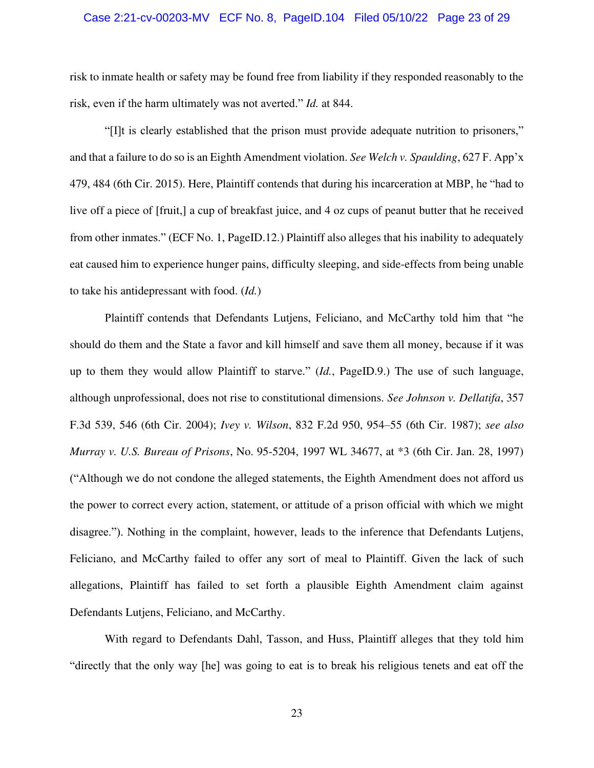risk to inmate health or safety may be found free from liability if they responded reasonably to the risk, even if the harm ultimately was not averted." *Id.* at 844.

"[I]t is clearly established that the prison must provide adequate nutrition to prisoners," and that a failure to do so is an Eighth Amendment violation. *See Welch v. Spaulding*, 627 F. App'x 479, 484 (6th Cir. 2015). Here, Plaintiff contends that during his incarceration at MBP, he "had to live off a piece of [fruit,] a cup of breakfast juice, and 4 oz cups of peanut butter that he received from other inmates." (ECF No. 1, PageID.12.) Plaintiff also alleges that his inability to adequately eat caused him to experience hunger pains, difficulty sleeping, and side-effects from being unable to take his antidepressant with food. (*Id.*)

Plaintiff contends that Defendants Lutjens, Feliciano, and McCarthy told him that "he should do them and the State a favor and kill himself and save them all money, because if it was up to them they would allow Plaintiff to starve." (*Id.*, PageID.9.) The use of such language, although unprofessional, does not rise to constitutional dimensions. *See Johnson v. Dellatifa*, 357 F.3d 539, 546 (6th Cir. 2004); *Ivey v. Wilson*, 832 F.2d 950, 954–55 (6th Cir. 1987); *see also Murray v. U.S. Bureau of Prisons*, No. 95-5204, 1997 WL 34677, at *3 (6th Cir. Jan. 28, 1997) ("Although we do not condone the alleged statements, the Eighth Amendment does not afford us the power to correct every action, statement, or attitude of a prison official with which we might disagree."). Nothing in the complaint, however, leads to the inference that Defendants Lutjens, Feliciano, and McCarthy failed to offer any sort of meal to Plaintiff. Given the lack of such allegations, Plaintiff has failed to set forth a plausible Eighth Amendment claim against Defendants Lutjens, Feliciano, and McCarthy.

With regard to Defendants Dahl, Tasson, and Huss, Plaintiff alleges that they told him "directly that the only way [he] was going to eat is to break his religious tenets and eat off the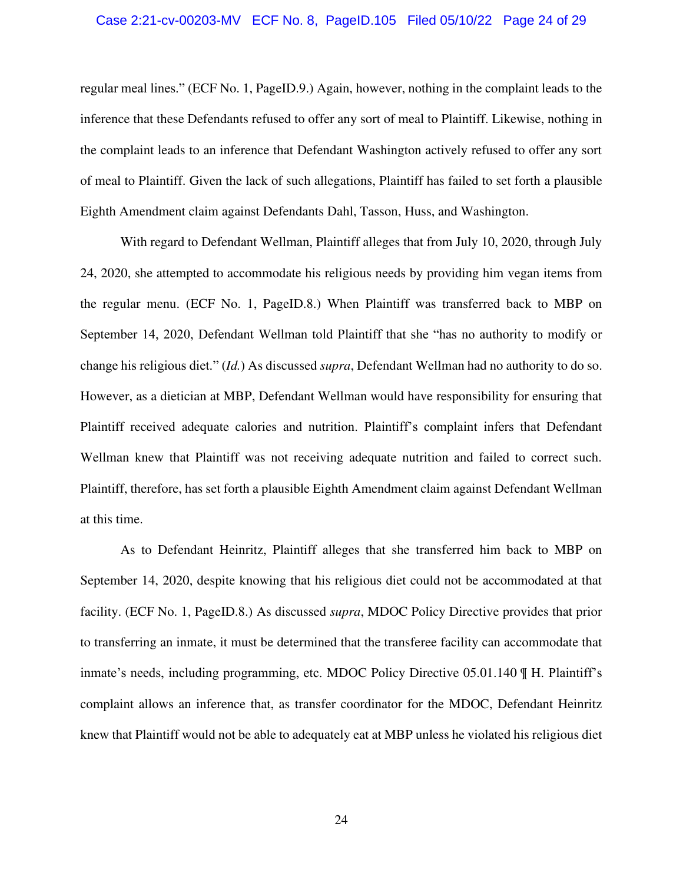regular meal lines." (ECF No. 1, PageID.9.) Again, however, nothing in the complaint leads to the inference that these Defendants refused to offer any sort of meal to Plaintiff. Likewise, nothing in the complaint leads to an inference that Defendant Washington actively refused to offer any sort of meal to Plaintiff. Given the lack of such allegations, Plaintiff has failed to set forth a plausible Eighth Amendment claim against Defendants Dahl, Tasson, Huss, and Washington.

With regard to Defendant Wellman, Plaintiff alleges that from July 10, 2020, through July 24, 2020, she attempted to accommodate his religious needs by providing him vegan items from the regular menu. (ECF No. 1, PageID.8.) When Plaintiff was transferred back to MBP on September 14, 2020, Defendant Wellman told Plaintiff that she "has no authority to modify or change his religious diet." (*Id.*) As discussed *supra*, Defendant Wellman had no authority to do so. However, as a dietician at MBP, Defendant Wellman would have responsibility for ensuring that Plaintiff received adequate calories and nutrition. Plaintiff's complaint infers that Defendant Wellman knew that Plaintiff was not receiving adequate nutrition and failed to correct such. Plaintiff, therefore, has set forth a plausible Eighth Amendment claim against Defendant Wellman at this time.

As to Defendant Heinritz, Plaintiff alleges that she transferred him back to MBP on September 14, 2020, despite knowing that his religious diet could not be accommodated at that facility. (ECF No. 1, PageID.8.) As discussed *supra*, MDOC Policy Directive provides that prior to transferring an inmate, it must be determined that the transferee facility can accommodate that inmate's needs, including programming, etc. MDOC Policy Directive 05.01.140 ¶ H. Plaintiff's complaint allows an inference that, as transfer coordinator for the MDOC, Defendant Heinritz knew that Plaintiff would not be able to adequately eat at MBP unless he violated his religious diet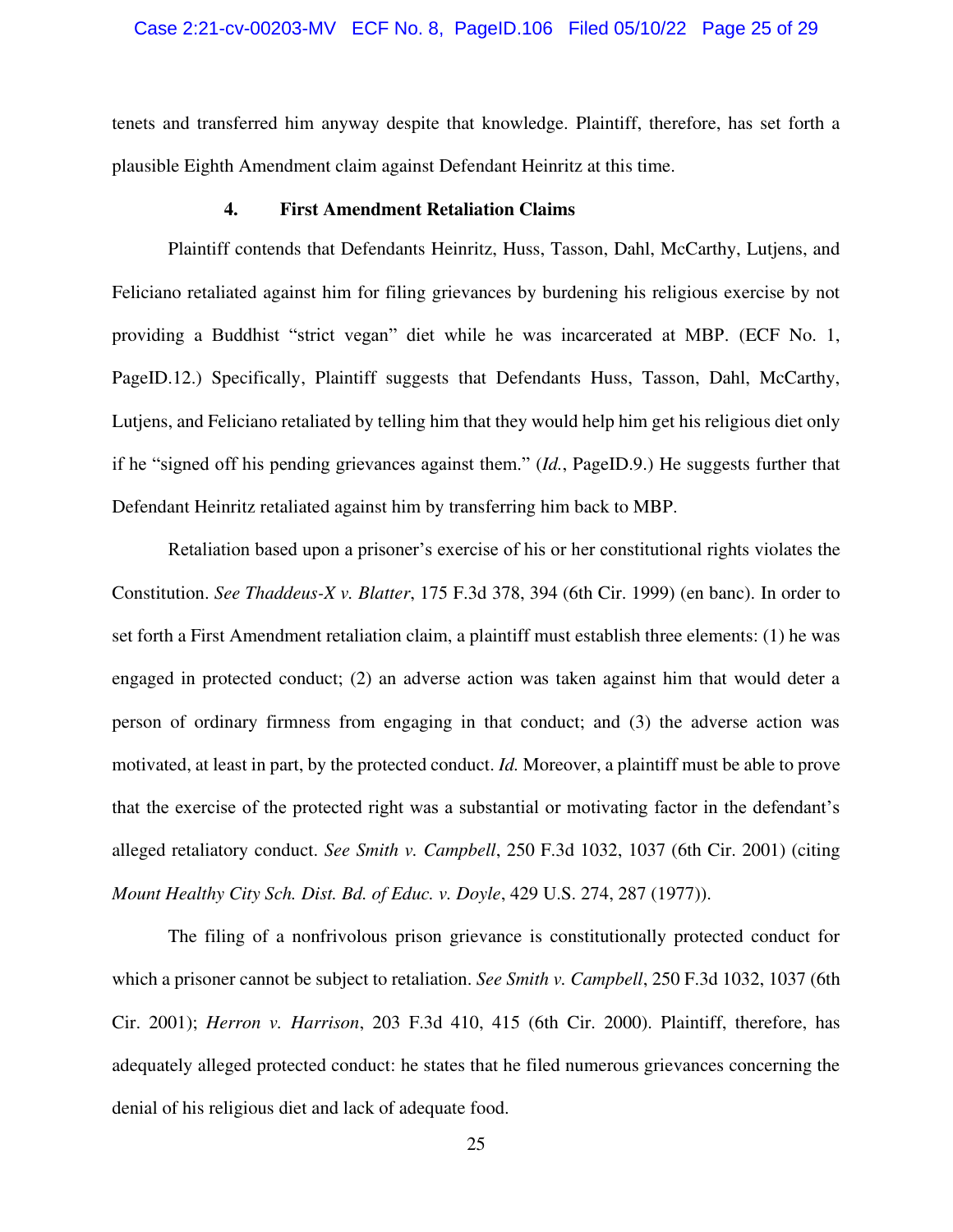tenets and transferred him anyway despite that knowledge. Plaintiff, therefore, has set forth a plausible Eighth Amendment claim against Defendant Heinritz at this time.

#### 4. First Amendment Retaliation Claims

Plaintiff contends that Defendants Heinritz, Huss, Tasson, Dahl, McCarthy, Lutjens, and Feliciano retaliated against him for filing grievances by burdening his religious exercise by not providing a Buddhist "strict vegan" diet while he was incarcerated at MBP. (ECF No. 1, PageID.12.) Specifically, Plaintiff suggests that Defendants Huss, Tasson, Dahl, McCarthy, Lutjens, and Feliciano retaliated by telling him that they would help him get his religious diet only if he "signed off his pending grievances against them." (*Id.*, PageID.9.) He suggests further that Defendant Heinritz retaliated against him by transferring him back to MBP.

Retaliation based upon a prisoner's exercise of his or her constitutional rights violates the Constitution. *See Thaddeus-X v. Blatter*, 175 F.3d 378, 394 (6th Cir. 1999) (en banc). In order to set forth a First Amendment retaliation claim, a plaintiff must establish three elements: (1) he was engaged in protected conduct; (2) an adverse action was taken against him that would deter a person of ordinary firmness from engaging in that conduct; and (3) the adverse action was motivated, at least in part, by the protected conduct. *Id.* Moreover, a plaintiff must be able to prove that the exercise of the protected right was a substantial or motivating factor in the defendant's alleged retaliatory conduct. *See Smith v. Campbell*, 250 F.3d 1032, 1037 (6th Cir. 2001) (citing *Mount Healthy City Sch. Dist. Bd. of Educ. v. Doyle*, 429 U.S. 274, 287 (1977)).

The filing of a nonfrivolous prison grievance is constitutionally protected conduct for which a prisoner cannot be subject to retaliation. *See Smith v. Campbell*, 250 F.3d 1032, 1037 (6th Cir. 2001); *Herron v. Harrison*, 203 F.3d 410, 415 (6th Cir. 2000). Plaintiff, therefore, has adequately alleged protected conduct: he states that he filed numerous grievances concerning the denial of his religious diet and lack of adequate food.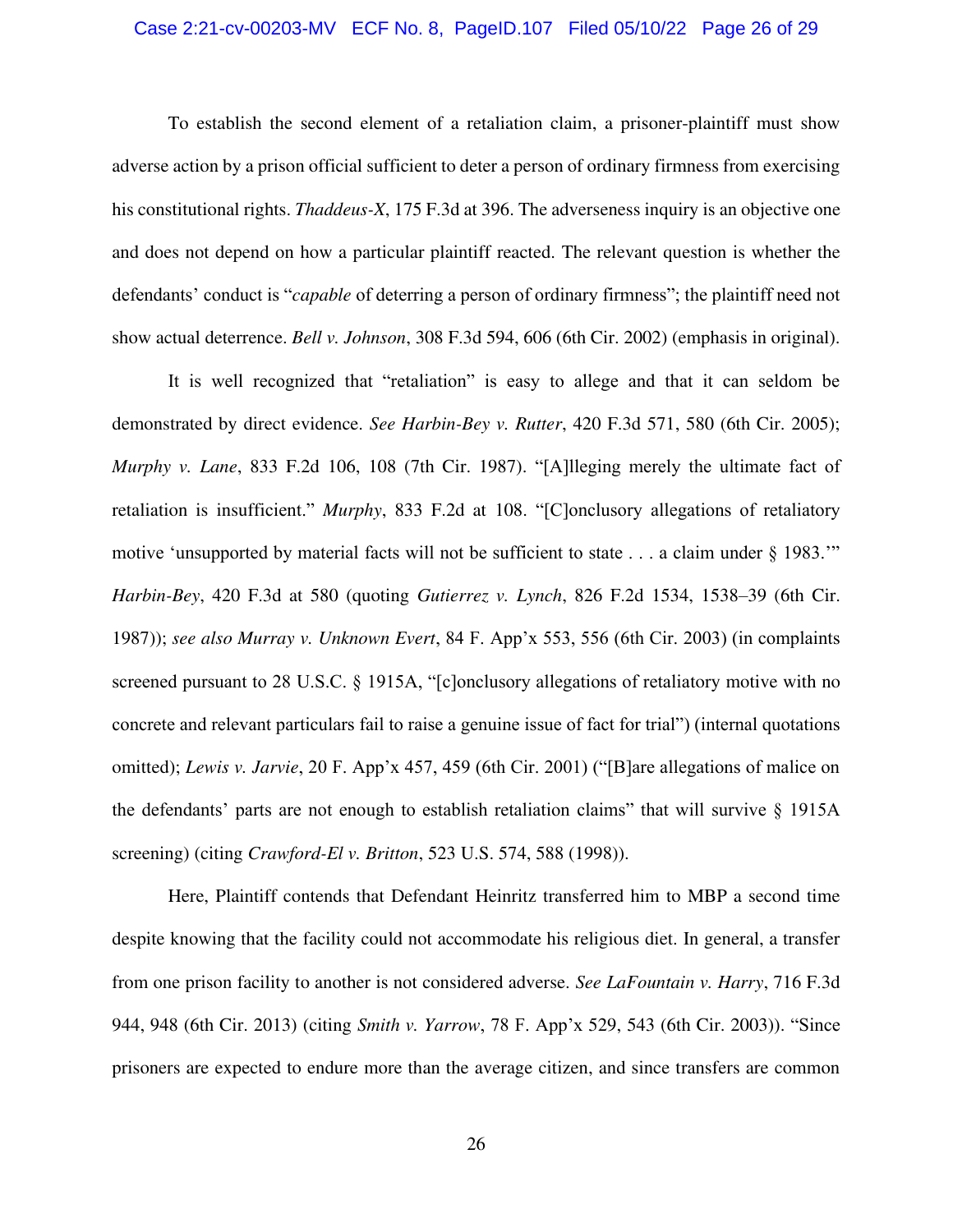To establish the second element of a retaliation claim, a prisoner-plaintiff must show adverse action by a prison official sufficient to deter a person of ordinary firmness from exercising his constitutional rights. *Thaddeus-X*, 175 F.3d at 396. The adverseness inquiry is an objective one and does not depend on how a particular plaintiff reacted. The relevant question is whether the defendants' conduct is "*capable* of deterring a person of ordinary firmness"; the plaintiff need not show actual deterrence. *Bell v. Johnson*, 308 F.3d 594, 606 (6th Cir. 2002) (emphasis in original).

It is well recognized that "retaliation" is easy to allege and that it can seldom be demonstrated by direct evidence. *See Harbin-Bey v. Rutter*, 420 F.3d 571, 580 (6th Cir. 2005); *Murphy v. Lane*, 833 F.2d 106, 108 (7th Cir. 1987). "[A]lleging merely the ultimate fact of retaliation is insufficient." *Murphy*, 833 F.2d at 108. "[C]onclusory allegations of retaliatory motive 'unsupported by material facts will not be sufficient to state . . . a claim under § 1983.'" *Harbin-Bey*, 420 F.3d at 580 (quoting *Gutierrez v. Lynch*, 826 F.2d 1534, 1538–39 (6th Cir. 1987)); *see also Murray v. Unknown Evert*, 84 F. App'x 553, 556 (6th Cir. 2003) (in complaints screened pursuant to 28 U.S.C. § 1915A, "[c]onclusory allegations of retaliatory motive with no concrete and relevant particulars fail to raise a genuine issue of fact for trial") (internal quotations omitted); *Lewis v. Jarvie*, 20 F. App'x 457, 459 (6th Cir. 2001) ("[B]are allegations of malice on the defendants' parts are not enough to establish retaliation claims" that will survive § 1915A screening) (citing *Crawford-El v. Britton*, 523 U.S. 574, 588 (1998)).

Here, Plaintiff contends that Defendant Heinritz transferred him to MBP a second time despite knowing that the facility could not accommodate his religious diet. In general, a transfer from one prison facility to another is not considered adverse. *See LaFountain v. Harry*, 716 F.3d 944, 948 (6th Cir. 2013) (citing *Smith v. Yarrow*, 78 F. App'x 529, 543 (6th Cir. 2003)). "Since prisoners are expected to endure more than the average citizen, and since transfers are common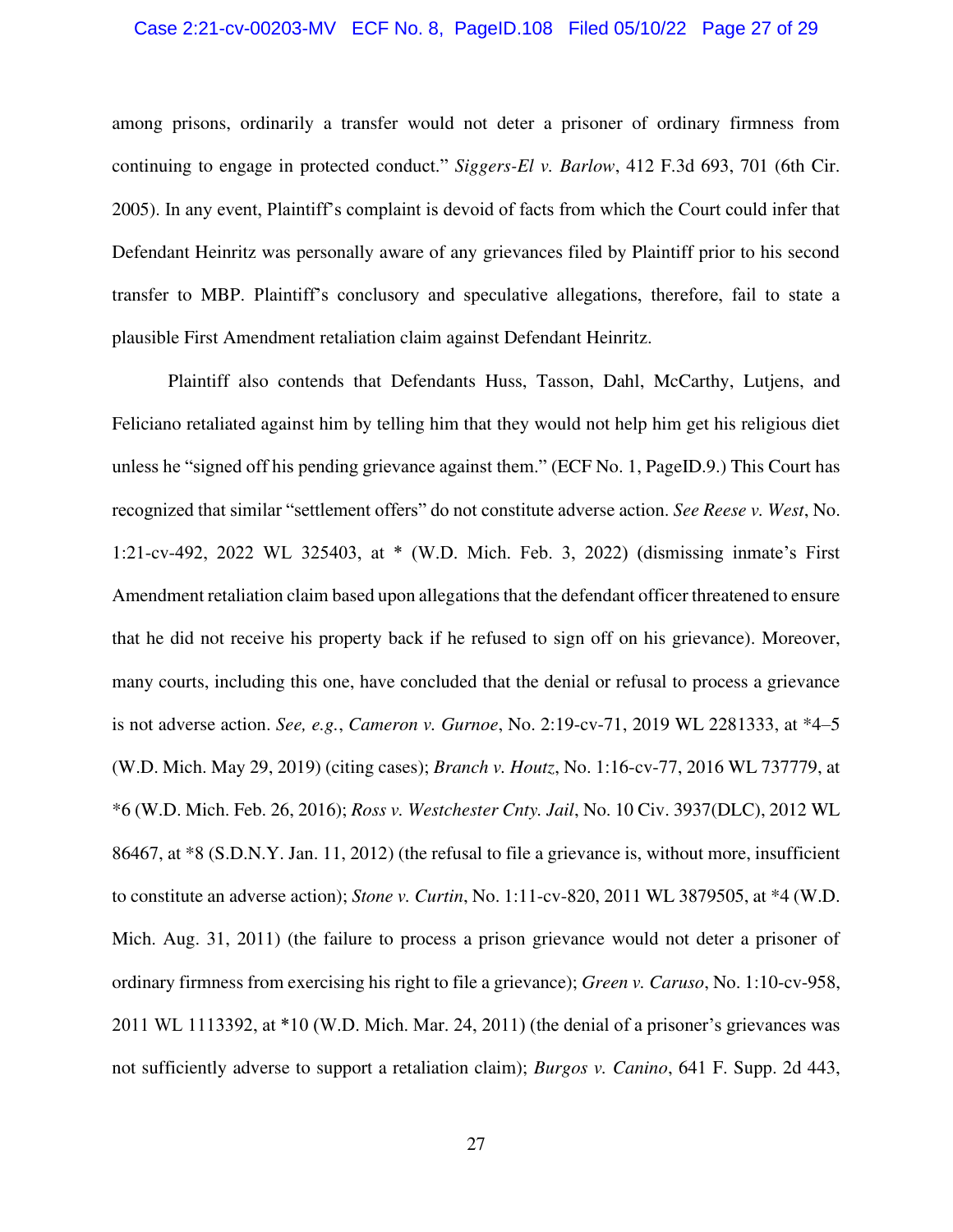among prisons, ordinarily a transfer would not deter a prisoner of ordinary firmness from continuing to engage in protected conduct." *Siggers-El v. Barlow*, 412 F.3d 693, 701 (6th Cir. 2005). In any event, Plaintiff's complaint is devoid of facts from which the Court could infer that Defendant Heinritz was personally aware of any grievances filed by Plaintiff prior to his second transfer to MBP. Plaintiff's conclusory and speculative allegations, therefore, fail to state a plausible First Amendment retaliation claim against Defendant Heinritz.

Plaintiff also contends that Defendants Huss, Tasson, Dahl, McCarthy, Lutjens, and Feliciano retaliated against him by telling him that they would not help him get his religious diet unless he "signed off his pending grievance against them." (ECF No. 1, PageID.9.) This Court has recognized that similar "settlement offers" do not constitute adverse action. *See Reese v. West*, No. 1:21-cv-492, 2022 WL 325403, at * (W.D. Mich. Feb. 3, 2022) (dismissing inmate's First Amendment retaliation claim based upon allegations that the defendant officer threatened to ensure that he did not receive his property back if he refused to sign off on his grievance). Moreover, many courts, including this one, have concluded that the denial or refusal to process a grievance is not adverse action. *See, e.g.*, *Cameron v. Gurnoe*, No. 2:19-cv-71, 2019 WL 2281333, at *4–5 (W.D. Mich. May 29, 2019) (citing cases); *Branch v. Houtz*, No. 1:16-cv-77, 2016 WL 737779, at *6 (W.D. Mich. Feb. 26, 2016); *Ross v. Westchester Cnty. Jail*, No. 10 Civ. 3937(DLC), 2012 WL 86467, at *8 (S.D.N.Y. Jan. 11, 2012) (the refusal to file a grievance is, without more, insufficient to constitute an adverse action); *Stone v. Curtin*, No. 1:11-cv-820, 2011 WL 3879505, at *4 (W.D. Mich. Aug. 31, 2011) (the failure to process a prison grievance would not deter a prisoner of ordinary firmness from exercising his right to file a grievance); *Green v. Caruso*, No. 1:10-cv-958, 2011 WL 1113392, at *10 (W.D. Mich. Mar. 24, 2011) (the denial of a prisoner's grievances was not sufficiently adverse to support a retaliation claim); *Burgos v. Canino*, 641 F. Supp. 2d 443,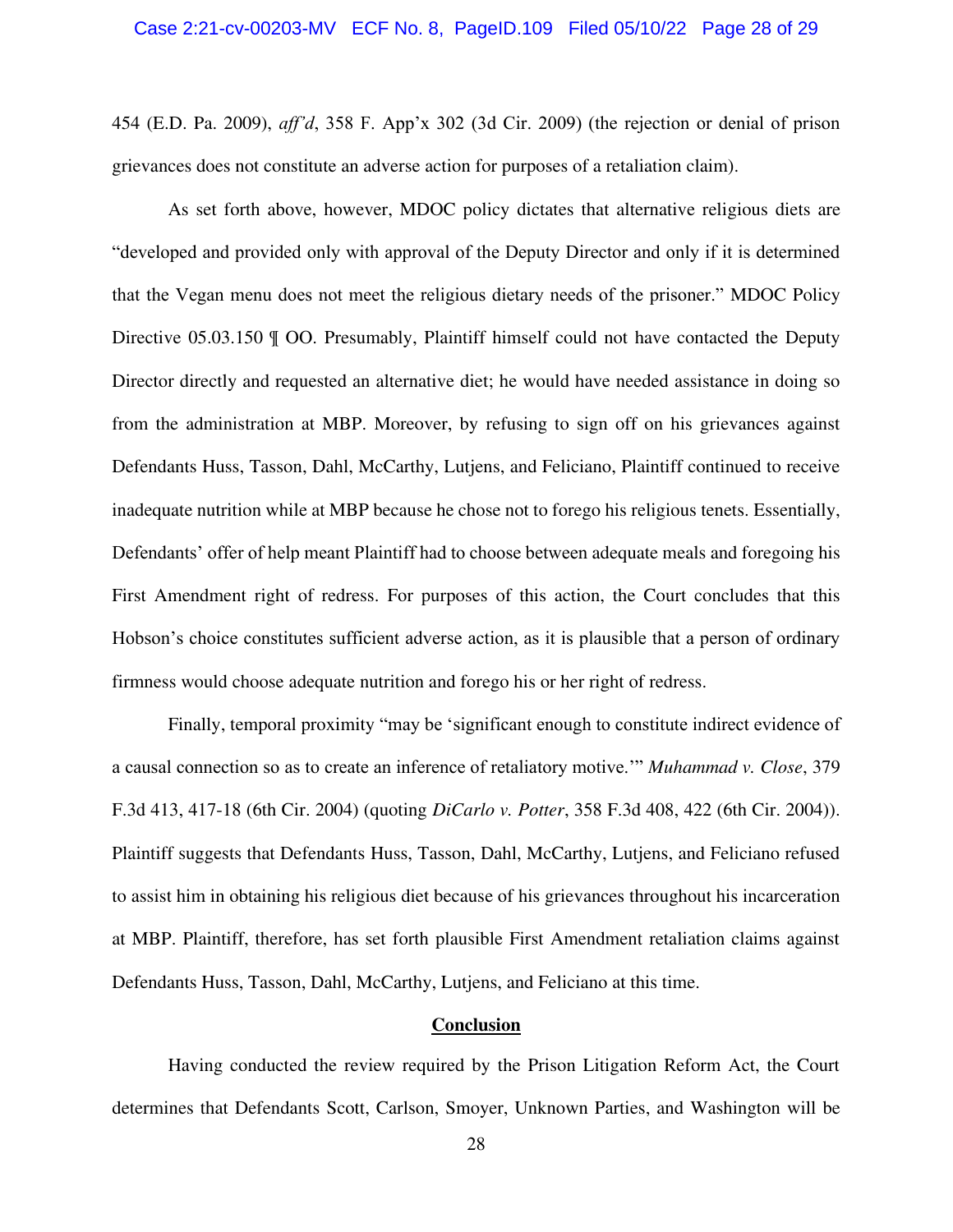454 (E.D. Pa. 2009), *aff'd*, 358 F. App'x 302 (3d Cir. 2009) (the rejection or denial of prison grievances does not constitute an adverse action for purposes of a retaliation claim).

As set forth above, however, MDOC policy dictates that alternative religious diets are "developed and provided only with approval of the Deputy Director and only if it is determined that the Vegan menu does not meet the religious dietary needs of the prisoner." MDOC Policy Directive 05.03.150 ¶ OO. Presumably, Plaintiff himself could not have contacted the Deputy Director directly and requested an alternative diet; he would have needed assistance in doing so from the administration at MBP. Moreover, by refusing to sign off on his grievances against Defendants Huss, Tasson, Dahl, McCarthy, Lutjens, and Feliciano, Plaintiff continued to receive inadequate nutrition while at MBP because he chose not to forego his religious tenets. Essentially, Defendants' offer of help meant Plaintiff had to choose between adequate meals and foregoing his First Amendment right of redress. For purposes of this action, the Court concludes that this Hobson's choice constitutes sufficient adverse action, as it is plausible that a person of ordinary firmness would choose adequate nutrition and forego his or her right of redress.

Finally, temporal proximity "may be 'significant enough to constitute indirect evidence of a causal connection so as to create an inference of retaliatory motive.'" *Muhammad v. Close*, 379 F.3d 413, 417-18 (6th Cir. 2004) (quoting *DiCarlo v. Potter*, 358 F.3d 408, 422 (6th Cir. 2004)). Plaintiff suggests that Defendants Huss, Tasson, Dahl, McCarthy, Lutjens, and Feliciano refused to assist him in obtaining his religious diet because of his grievances throughout his incarceration at MBP. Plaintiff, therefore, has set forth plausible First Amendment retaliation claims against Defendants Huss, Tasson, Dahl, McCarthy, Lutjens, and Feliciano at this time.

## Conclusion

Having conducted the review required by the Prison Litigation Reform Act, the Court determines that Defendants Scott, Carlson, Smoyer, Unknown Parties, and Washington will be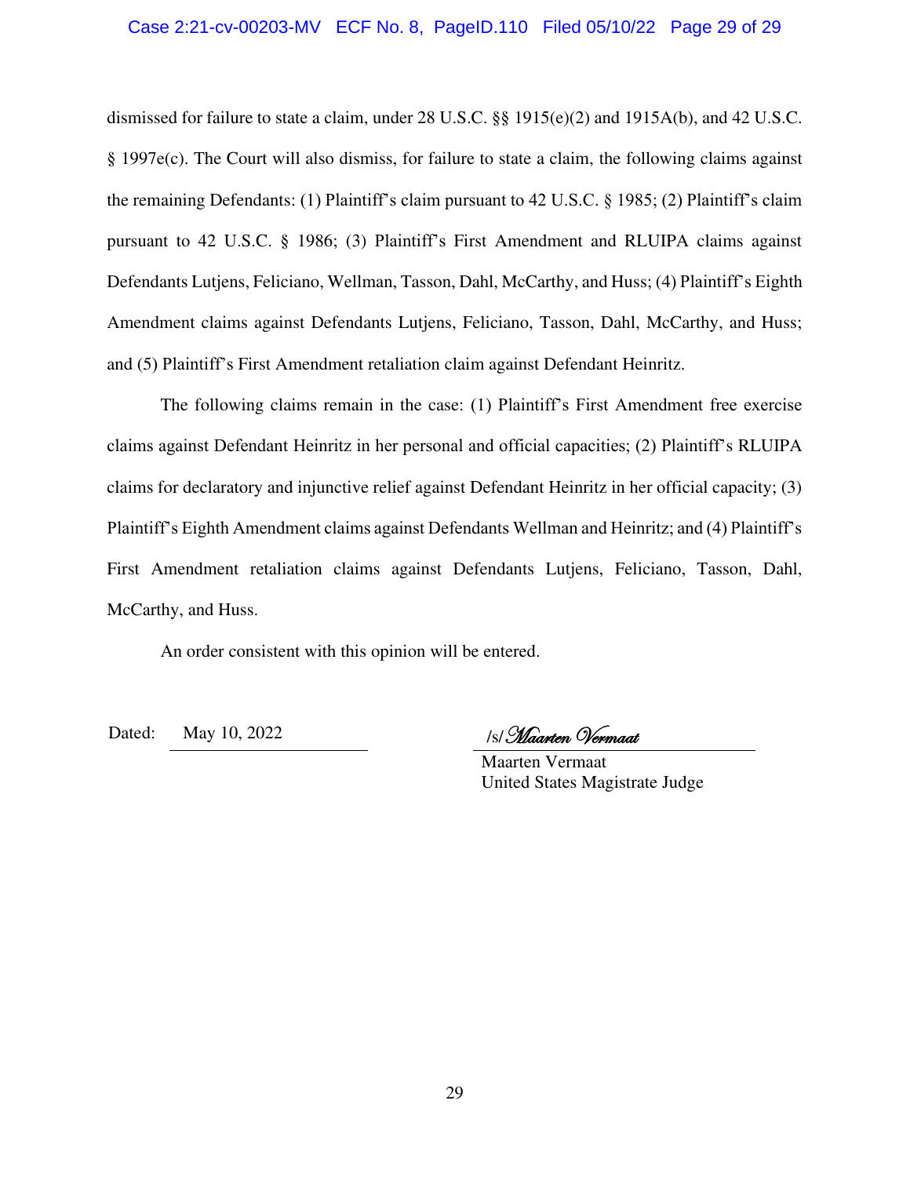dismissed for failure to state a claim, under 28 U.S.C. §§ 1915(e)(2) and 1915A(b), and 42 U.S.C. § 1997e(c). The Court will also dismiss, for failure to state a claim, the following claims against the remaining Defendants: (1) Plaintiff's claim pursuant to 42 U.S.C. § 1985; (2) Plaintiff's claim pursuant to 42 U.S.C. § 1986; (3) Plaintiff's First Amendment and RLUIPA claims against Defendants Lutjens, Feliciano, Wellman, Tasson, Dahl, McCarthy, and Huss; (4) Plaintiff's Eighth Amendment claims against Defendants Lutjens, Feliciano, Tasson, Dahl, McCarthy, and Huss; and (5) Plaintiff's First Amendment retaliation claim against Defendant Heinritz.

The following claims remain in the case: (1) Plaintiff's First Amendment free exercise claims against Defendant Heinritz in her personal and official capacities; (2) Plaintiff's RLUIPA claims for declaratory and injunctive relief against Defendant Heinritz in her official capacity; (3) Plaintiff's Eighth Amendment claims against Defendants Wellman and Heinritz; and (4) Plaintiff's First Amendment retaliation claims against Defendants Lutjens, Feliciano, Tasson, Dahl, McCarthy, and Huss.

An order consistent with this opinion will be entered.

Dated: May 10, 2022

/s/ *Maarten Vermaat*
Maarten Vermaat
United States Magistrate Judge